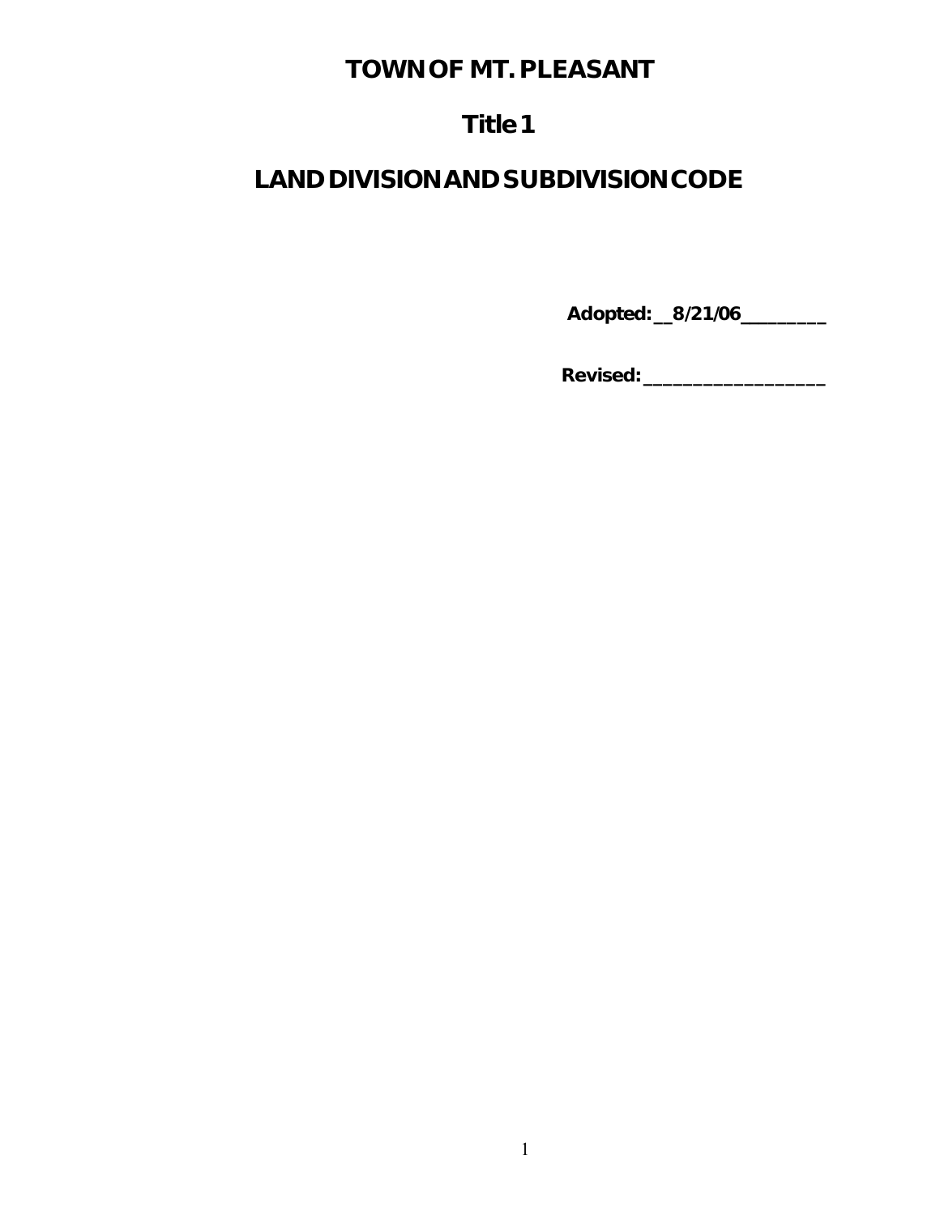# TOWN OF MT. PLEASANT

## Title 1

## LAND DIVISION AND SUBDIVISION CODE

**Adopted: __8/21/06_________**

**Revised: ___________________**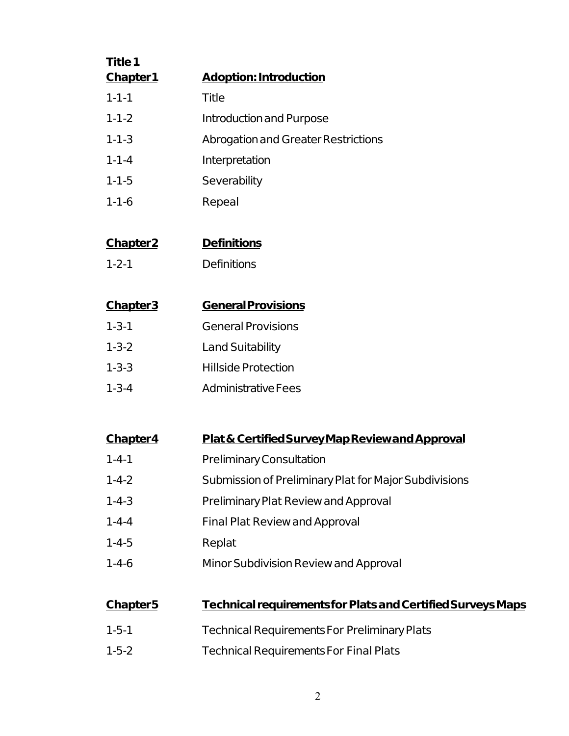**Title 1**

| **Chapter 1** | **Adoption: Introduction** |
|---|---|
| 1-1-1 | Title |
| 1-1-2 | Introduction and Purpose |
| 1-1-3 | Abrogation and Greater Restrictions |
| 1-1-4 | Interpretation |
| 1-1-5 | Severability |
| 1-1-6 | Repeal |

| **Chapter 2** | **Definitions** |
|---|---|
| 1-2-1 | Definitions |

| **Chapter 3** | **General Provisions** |
|---|---|
| 1-3-1 | General Provisions |
| 1-3-2 | Land Suitability |
| 1-3-3 | Hillside Protection |
| 1-3-4 | Administrative Fees |

| **Chapter 4** | **Plat & Certified Survey Map Review and Approval** |
|---|---|
| 1-4-1 | Preliminary Consultation |
| 1-4-2 | Submission of Preliminary Plat for Major Subdivisions |
| 1-4-3 | Preliminary Plat Review and Approval |
| 1-4-4 | Final Plat Review and Approval |
| 1-4-5 | Replat |
| 1-4-6 | Minor Subdivision Review and Approval |

| **Chapter 5** | **Technical requirements for Plats and Certified Surveys Maps** |
|---|---|
| 1-5-1 | Technical Requirements For Preliminary Plats |
| 1-5-2 | Technical Requirements For Final Plats |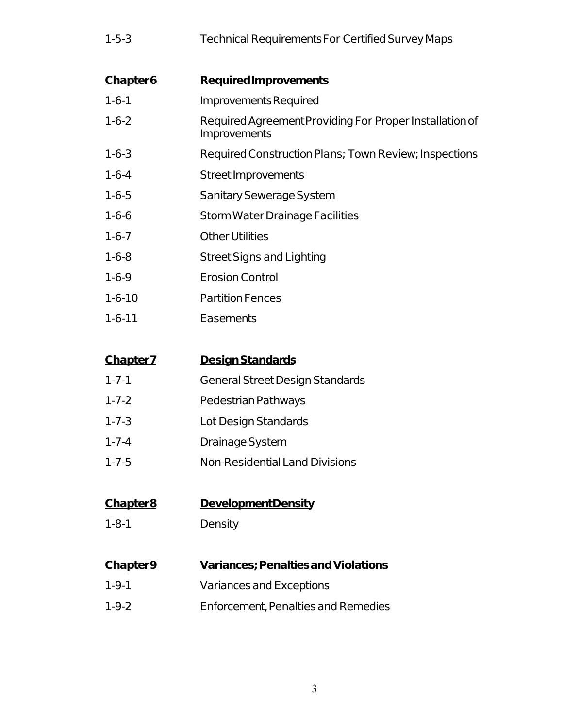| | |
|---|---|
| 1-5-3 | Technical Requirements For Certified Survey Maps |
| **Chapter 6** | **Required Improvements** |
| 1-6-1 | Improvements Required |
| 1-6-2 | Required Agreement Providing For Proper Installation of Improvements |
| 1-6-3 | Required Construction Plans; Town Review; Inspections |
| 1-6-4 | Street Improvements |
| 1-6-5 | Sanitary Sewerage System |
| 1-6-6 | Storm Water Drainage Facilities |
| 1-6-7 | Other Utilities |
| 1-6-8 | Street Signs and Lighting |
| 1-6-9 | Erosion Control |
| 1-6-10 | Partition Fences |
| 1-6-11 | Easements |
| **Chapter 7** | **Design Standards** |
| 1-7-1 | General Street Design Standards |
| 1-7-2 | Pedestrian Pathways |
| 1-7-3 | Lot Design Standards |
| 1-7-4 | Drainage System |
| 1-7-5 | Non-Residential Land Divisions |
| **Chapter 8** | **Development Density** |
| 1-8-1 | Density |
| **Chapter 9** | **Variances; Penalties and Violations** |
| 1-9-1 | Variances and Exceptions |
| 1-9-2 | Enforcement, Penalties and Remedies |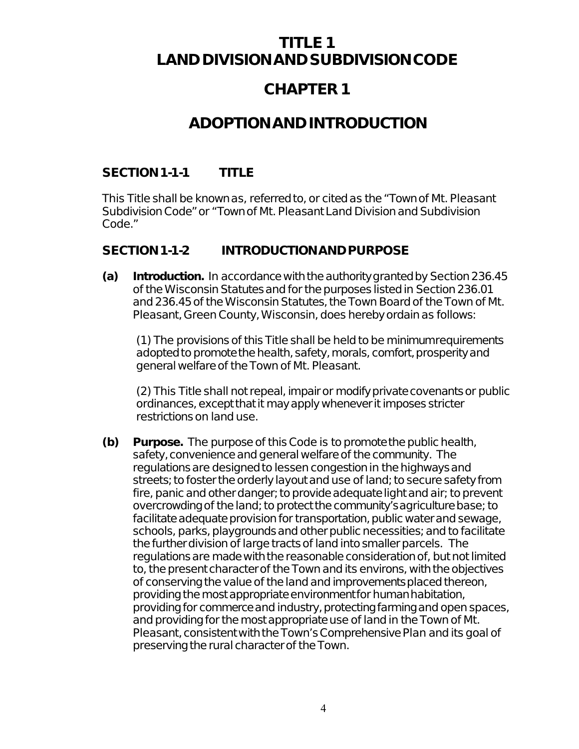# TITLE 1
# LAND DIVISION AND SUBDIVISION CODE

# CHAPTER 1

# ADOPTION AND INTRODUCTION

## SECTION 1-1-1 TITLE

This Title shall be known as, referred to, or cited as the "Town of Mt. Pleasant Subdivision Code" or "Town of Mt. Pleasant Land Division and Subdivision Code."

## SECTION 1-1-2 INTRODUCTION AND PURPOSE

**(a) Introduction.** In accordance with the authority granted by Section 236.45 of the Wisconsin Statutes and for the purposes listed in Section 236.01 and 236.45 of the Wisconsin Statutes, the Town Board of the Town of Mt. Pleasant, Green County, Wisconsin, does hereby ordain as follows:

(1) The provisions of this Title shall be held to be minimum requirements adopted to promote the health, safety, morals, comfort, prosperity and general welfare of the Town of Mt. Pleasant.

(2) This Title shall not repeal, impair or modify private covenants or public ordinances, except that it may apply whenever it imposes stricter restrictions on land use.

**(b) Purpose.** The purpose of this Code is to promote the public health, safety, convenience and general welfare of the community. The regulations are designed to lessen congestion in the highways and streets; to foster the orderly layout and use of land; to secure safety from fire, panic and other danger; to provide adequate light and air; to prevent overcrowding of the land; to protect the community's agriculture base; to facilitate adequate provision for transportation, public water and sewage, schools, parks, playgrounds and other public necessities; and to facilitate the further division of large tracts of land into smaller parcels. The regulations are made with the reasonable consideration of, but not limited to, the present character of the Town and its environs, with the objectives of conserving the value of the land and improvements placed thereon, providing the most appropriate environment for human habitation, providing for commerce and industry, protecting farming and open spaces, and providing for the most appropriate use of land in the Town of Mt. Pleasant, consistent with the Town's Comprehensive Plan and its goal of preserving the rural character of the Town.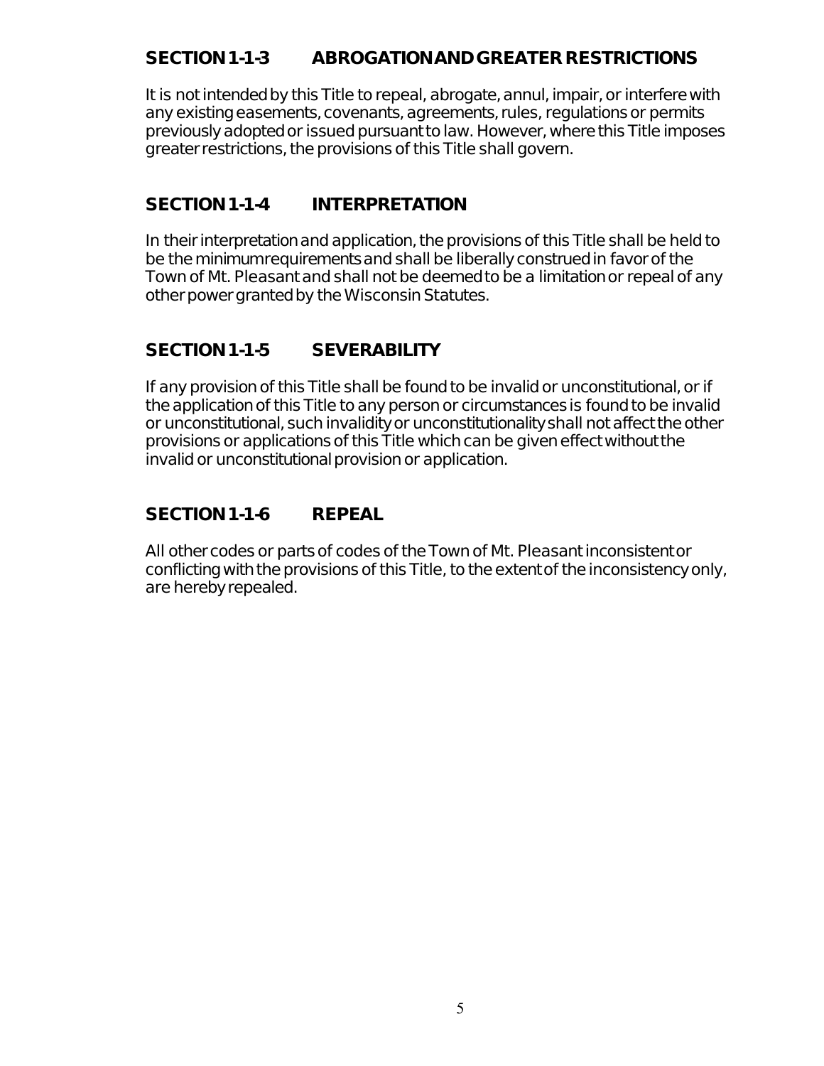## SECTION 1-1-3 ABROGATION AND GREATER RESTRICTIONS

It is not intended by this Title to repeal, abrogate, annul, impair, or interfere with any existing easements, covenants, agreements, rules, regulations or permits previously adopted or issued pursuant to law. However, where this Title imposes greater restrictions, the provisions of this Title shall govern.

## SECTION 1-1-4 INTERPRETATION

In their interpretation and application, the provisions of this Title shall be held to be the minimum requirements and shall be liberally construed in favor of the Town of Mt. Pleasant and shall not be deemed to be a limitation or repeal of any other power granted by the Wisconsin Statutes.

## SECTION 1-1-5 SEVERABILITY

If any provision of this Title shall be found to be invalid or unconstitutional, or if the application of this Title to any person or circumstances is found to be invalid or unconstitutional, such invalidity or unconstitutionality shall not affect the other provisions or applications of this Title which can be given effect without the invalid or unconstitutional provision or application.

## SECTION 1-1-6 REPEAL

All other codes or parts of codes of the Town of Mt. Pleasant inconsistent or conflicting with the provisions of this Title, to the extent of the inconsistency only, are hereby repealed.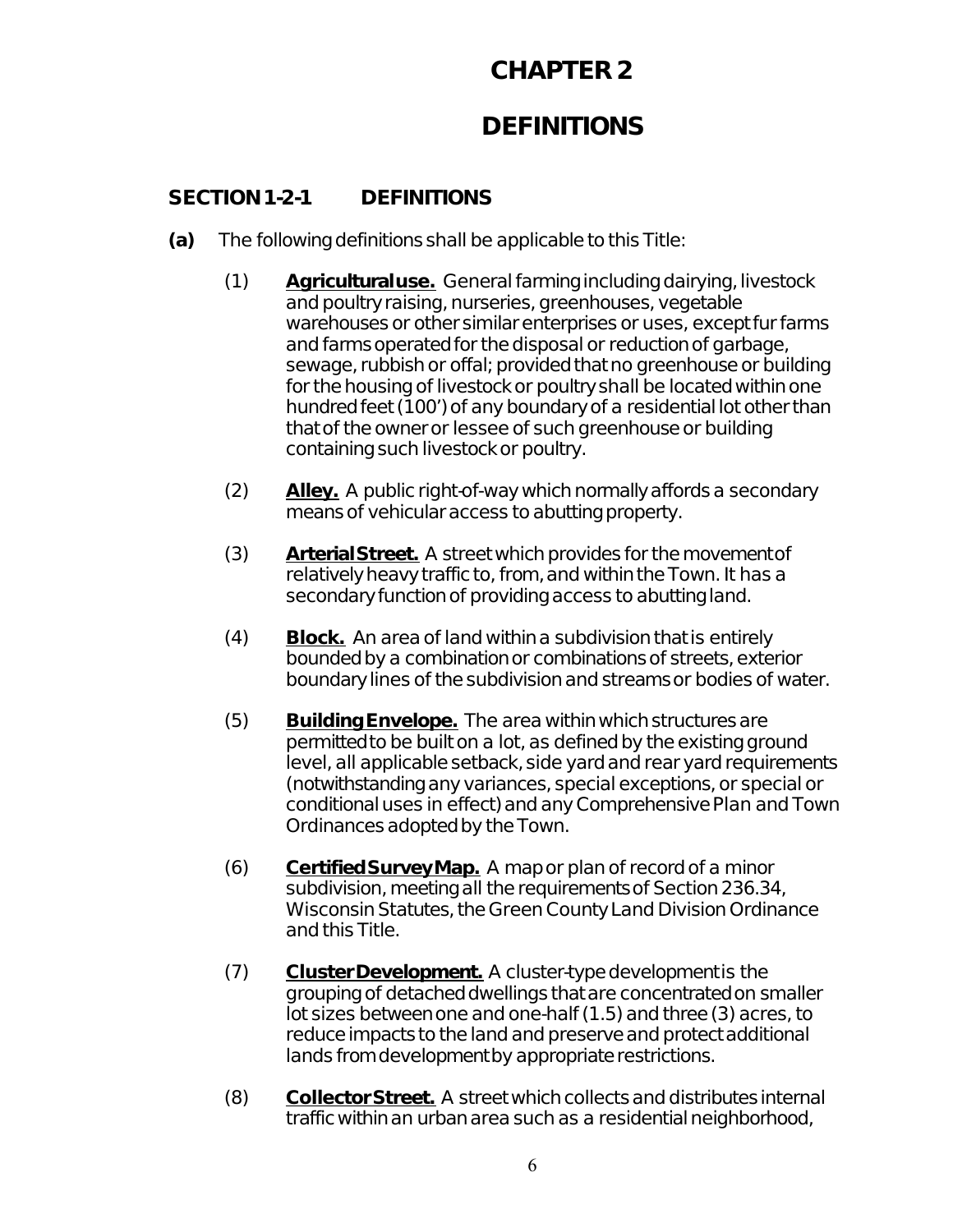# CHAPTER 2

# DEFINITIONS

## SECTION 1-2-1 DEFINITIONS

**(a)** The following definitions shall be applicable to this Title:

(1) **Agricultural use.** General farming including dairying, livestock and poultry raising, nurseries, greenhouses, vegetable warehouses or other similar enterprises or uses, except fur farms and farms operated for the disposal or reduction of garbage, sewage, rubbish or offal; provided that no greenhouse or building for the housing of livestock or poultry shall be located within one hundred feet (100') of any boundary of a residential lot other than that of the owner or lessee of such greenhouse or building containing such livestock or poultry.

(2) **Alley.** A public right-of-way which normally affords a secondary means of vehicular access to abutting property.

(3) **Arterial Street.** A street which provides for the movement of relatively heavy traffic to, from, and within the Town. It has a secondary function of providing access to abutting land.

(4) **Block.** An area of land within a subdivision that is entirely bounded by a combination or combinations of streets, exterior boundary lines of the subdivision and streams or bodies of water.

(5) **Building Envelope.** The area within which structures are permitted to be built on a lot, as defined by the existing ground level, all applicable setback, side yard and rear yard requirements (notwithstanding any variances, special exceptions, or special or conditional uses in effect) and any Comprehensive Plan and Town Ordinances adopted by the Town.

(6) **Certified Survey Map.** A map or plan of record of a minor subdivision, meeting all the requirements of Section 236.34, Wisconsin Statutes, the Green County Land Division Ordinance and this Title.

(7) **Cluster Development.** A cluster-type development is the grouping of detached dwellings that are concentrated on smaller lot sizes between one and one-half (1.5) and three (3) acres, to reduce impacts to the land and preserve and protect additional lands from development by appropriate restrictions.

(8) **Collector Street.** A street which collects and distributes internal traffic within an urban area such as a residential neighborhood,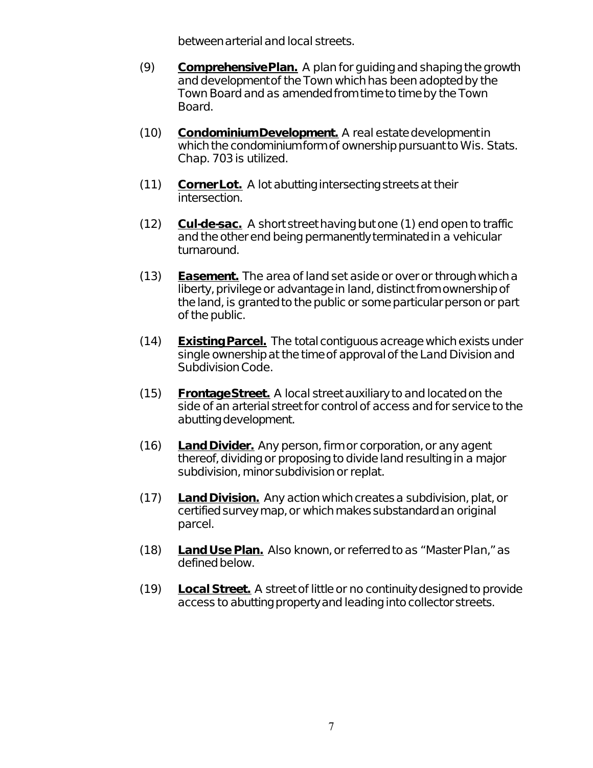between arterial and local streets.

(9) **Comprehensive Plan.** A plan for guiding and shaping the growth and development of the Town which has been adopted by the Town Board and as amended from time to time by the Town Board.

(10) **Condominium Development.** A real estate development in which the condominium form of ownership pursuant to Wis. Stats. Chap. 703 is utilized.

(11) **Corner Lot.** A lot abutting intersecting streets at their intersection.

(12) **Cul-de-sac.** A short street having but one (1) end open to traffic and the other end being permanently terminated in a vehicular turnaround.

(13) **Easement.** The area of land set aside or over or through which a liberty, privilege or advantage in land, distinct from ownership of the land, is granted to the public or some particular person or part of the public.

(14) **Existing Parcel.** The total contiguous acreage which exists under single ownership at the time of approval of the Land Division and Subdivision Code.

(15) **Frontage Street.** A local street auxiliary to and located on the side of an arterial street for control of access and for service to the abutting development.

(16) **Land Divider.** Any person, firm or corporation, or any agent thereof, dividing or proposing to divide land resulting in a major subdivision, minor subdivision or replat.

(17) **Land Division.** Any action which creates a subdivision, plat, or certified survey map, or which makes substandard an original parcel.

(18) **Land Use Plan.** Also known, or referred to as "Master Plan," as defined below.

(19) **Local Street.** A street of little or no continuity designed to provide access to abutting property and leading into collector streets.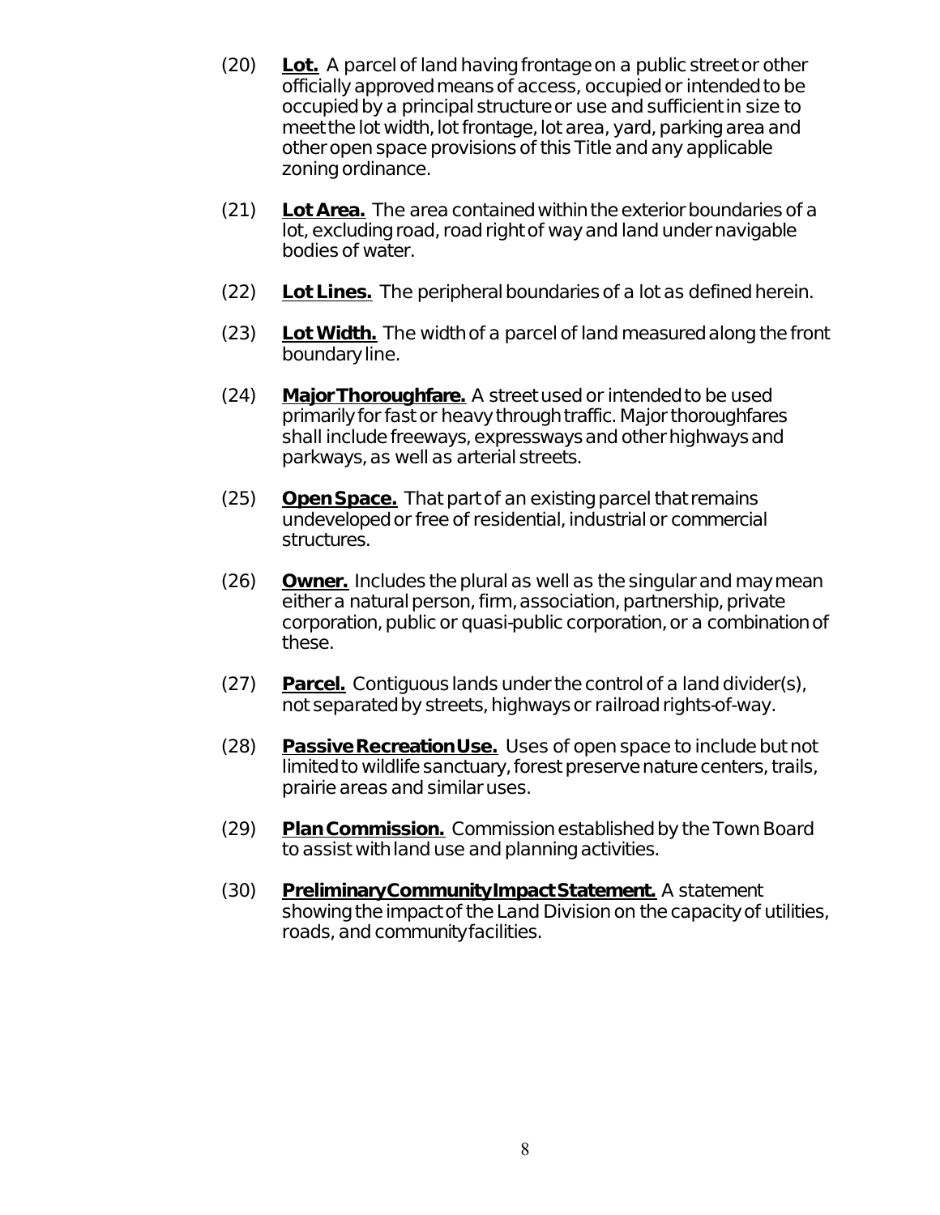(20) **Lot.** A parcel of land having frontage on a public street or other officially approved means of access, occupied or intended to be occupied by a principal structure or use and sufficient in size to meet the lot width, lot frontage, lot area, yard, parking area and other open space provisions of this Title and any applicable zoning ordinance.

(21) **Lot Area.** The area contained within the exterior boundaries of a lot, excluding road, road right of way and land under navigable bodies of water.

(22) **Lot Lines.** The peripheral boundaries of a lot as defined herein.

(23) **Lot Width.** The width of a parcel of land measured along the front boundary line.

(24) **Major Thoroughfare.** A street used or intended to be used primarily for fast or heavy through traffic. Major thoroughfares shall include freeways, expressways and other highways and parkways, as well as arterial streets.

(25) **Open Space.** That part of an existing parcel that remains undeveloped or free of residential, industrial or commercial structures.

(26) **Owner.** Includes the plural as well as the singular and may mean either a natural person, firm, association, partnership, private corporation, public or quasi-public corporation, or a combination of these.

(27) **Parcel.** Contiguous lands under the control of a land divider(s), not separated by streets, highways or railroad rights-of-way.

(28) **Passive Recreation Use.** Uses of open space to include but not limited to wildlife sanctuary, forest preserve nature centers, trails, prairie areas and similar uses.

(29) **Plan Commission.** Commission established by the Town Board to assist with land use and planning activities.

(30) **Preliminary Community Impact Statement.** A statement showing the impact of the Land Division on the capacity of utilities, roads, and community facilities.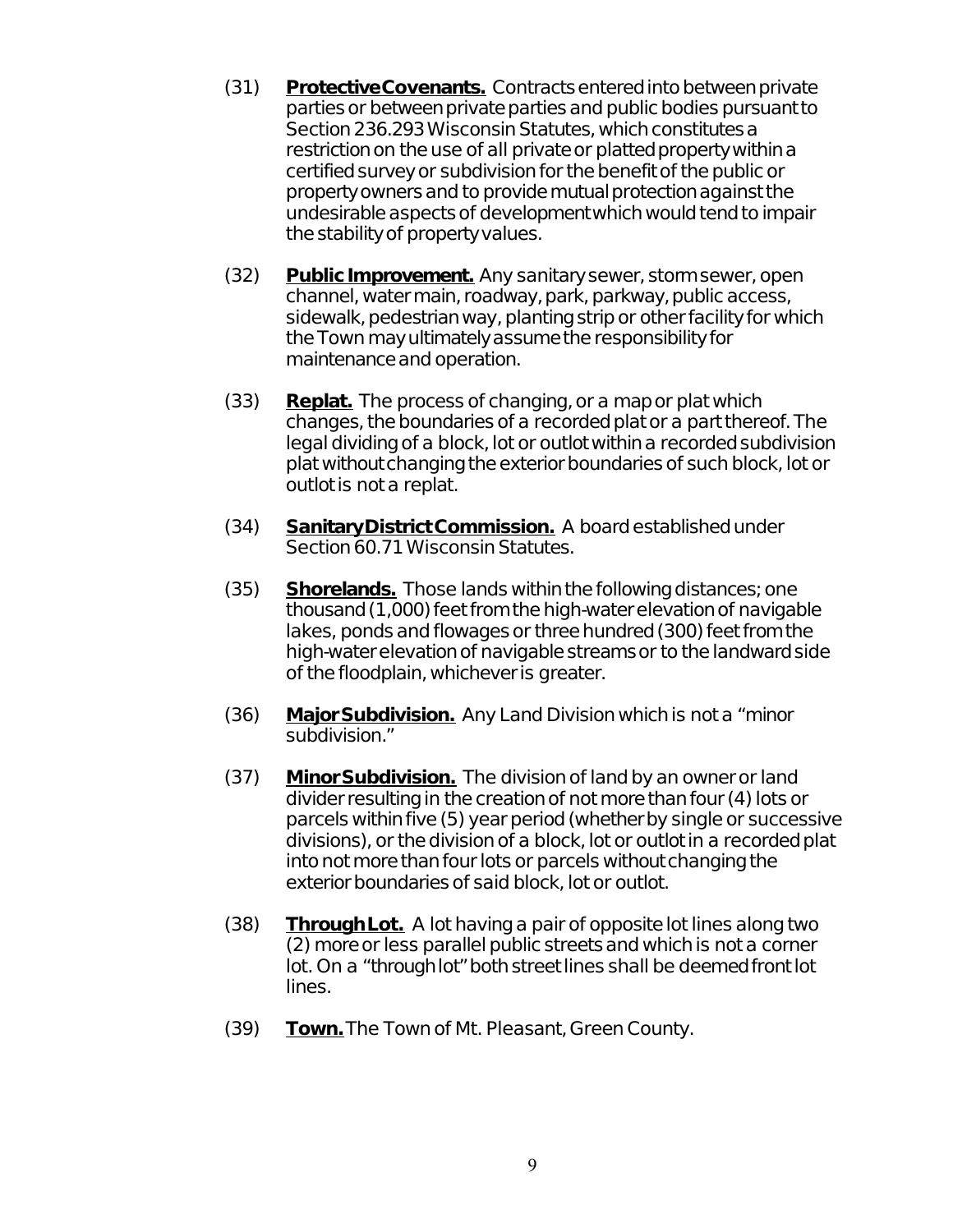(31) **Protective Covenants.** Contracts entered into between private parties or between private parties and public bodies pursuant to Section 236.293 Wisconsin Statutes, which constitutes a restriction on the use of all private or platted property within a certified survey or subdivision for the benefit of the public or property owners and to provide mutual protection against the undesirable aspects of development which would tend to impair the stability of property values.

(32) **Public Improvement.** Any sanitary sewer, storm sewer, open channel, water main, roadway, park, parkway, public access, sidewalk, pedestrian way, planting strip or other facility for which the Town may ultimately assume the responsibility for maintenance and operation.

(33) **Replat.** The process of changing, or a map or plat which changes, the boundaries of a recorded plat or a part thereof. The legal dividing of a block, lot or outlot within a recorded subdivision plat without changing the exterior boundaries of such block, lot or outlot is not a replat.

(34) **Sanitary District Commission.** A board established under Section 60.71 Wisconsin Statutes.

(35) **Shorelands.** Those lands within the following distances; one thousand (1,000) feet from the high-water elevation of navigable lakes, ponds and flowages or three hundred (300) feet from the high-water elevation of navigable streams or to the landward side of the floodplain, whichever is greater.

(36) **Major Subdivision.** Any Land Division which is not a "minor subdivision."

(37) **Minor Subdivision.** The division of land by an owner or land divider resulting in the creation of not more than four (4) lots or parcels within five (5) year period (whether by single or successive divisions), or the division of a block, lot or outlot in a recorded plat into not more than four lots or parcels without changing the exterior boundaries of said block, lot or outlot.

(38) **Through Lot.** A lot having a pair of opposite lot lines along two (2) more or less parallel public streets and which is not a corner lot. On a "through lot" both street lines shall be deemed front lot lines.

(39) **Town.** The Town of Mt. Pleasant, Green County.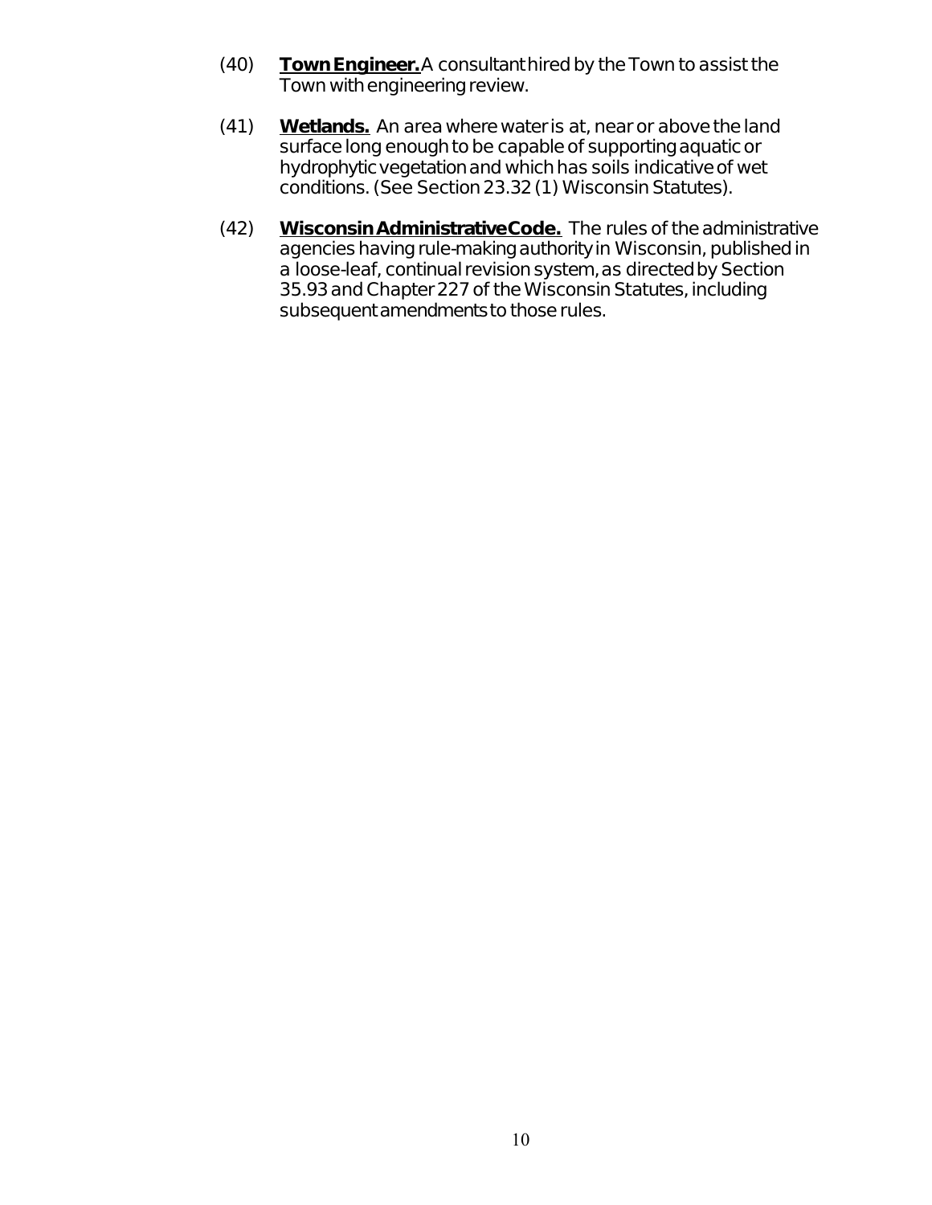(40) **Town Engineer.** A consultant hired by the Town to assist the Town with engineering review.

(41) **Wetlands.** An area where water is at, near or above the land surface long enough to be capable of supporting aquatic or hydrophytic vegetation and which has soils indicative of wet conditions. (See Section 23.32 (1) Wisconsin Statutes).

(42) **Wisconsin Administrative Code.** The rules of the administrative agencies having rule-making authority in Wisconsin, published in a loose-leaf, continual revision system, as directed by Section 35.93 and Chapter 227 of the Wisconsin Statutes, including subsequent amendments to those rules.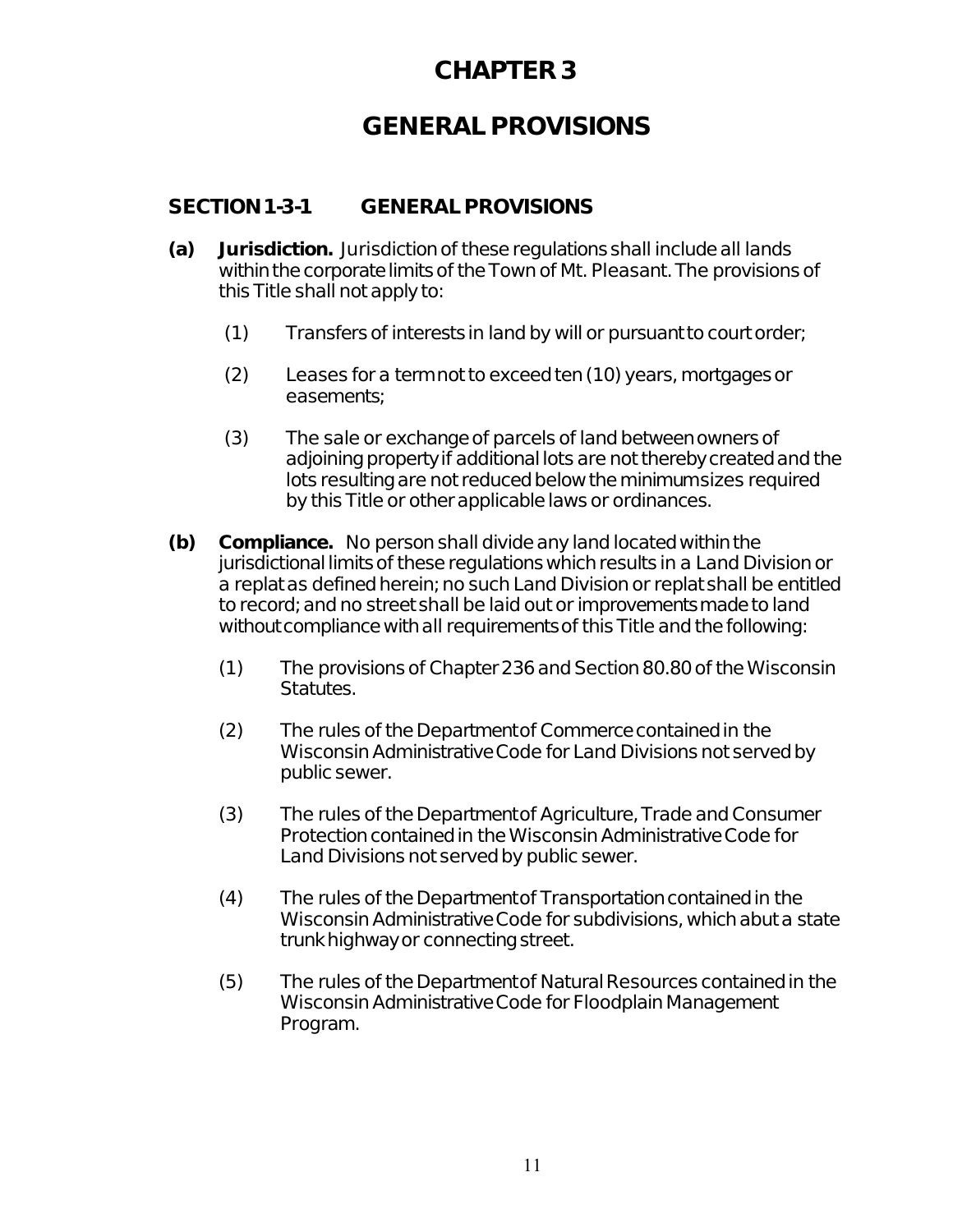# CHAPTER 3

# GENERAL PROVISIONS

## SECTION 1-3-1 GENERAL PROVISIONS

**(a) Jurisdiction.** Jurisdiction of these regulations shall include all lands within the corporate limits of the Town of Mt. Pleasant. The provisions of this Title shall not apply to:

(1) Transfers of interests in land by will or pursuant to court order;

(2) Leases for a term not to exceed ten (10) years, mortgages or easements;

(3) The sale or exchange of parcels of land between owners of adjoining property if additional lots are not thereby created and the lots resulting are not reduced below the minimum sizes required by this Title or other applicable laws or ordinances.

**(b) Compliance.** No person shall divide any land located within the jurisdictional limits of these regulations which results in a Land Division or a replat as defined herein; no such Land Division or replat shall be entitled to record; and no street shall be laid out or improvements made to land without compliance with all requirements of this Title and the following:

(1) The provisions of Chapter 236 and Section 80.80 of the Wisconsin Statutes.

(2) The rules of the Department of Commerce contained in the Wisconsin Administrative Code for Land Divisions not served by public sewer.

(3) The rules of the Department of Agriculture, Trade and Consumer Protection contained in the Wisconsin Administrative Code for Land Divisions not served by public sewer.

(4) The rules of the Department of Transportation contained in the Wisconsin Administrative Code for subdivisions, which abut a state trunk highway or connecting street.

(5) The rules of the Department of Natural Resources contained in the Wisconsin Administrative Code for Floodplain Management Program.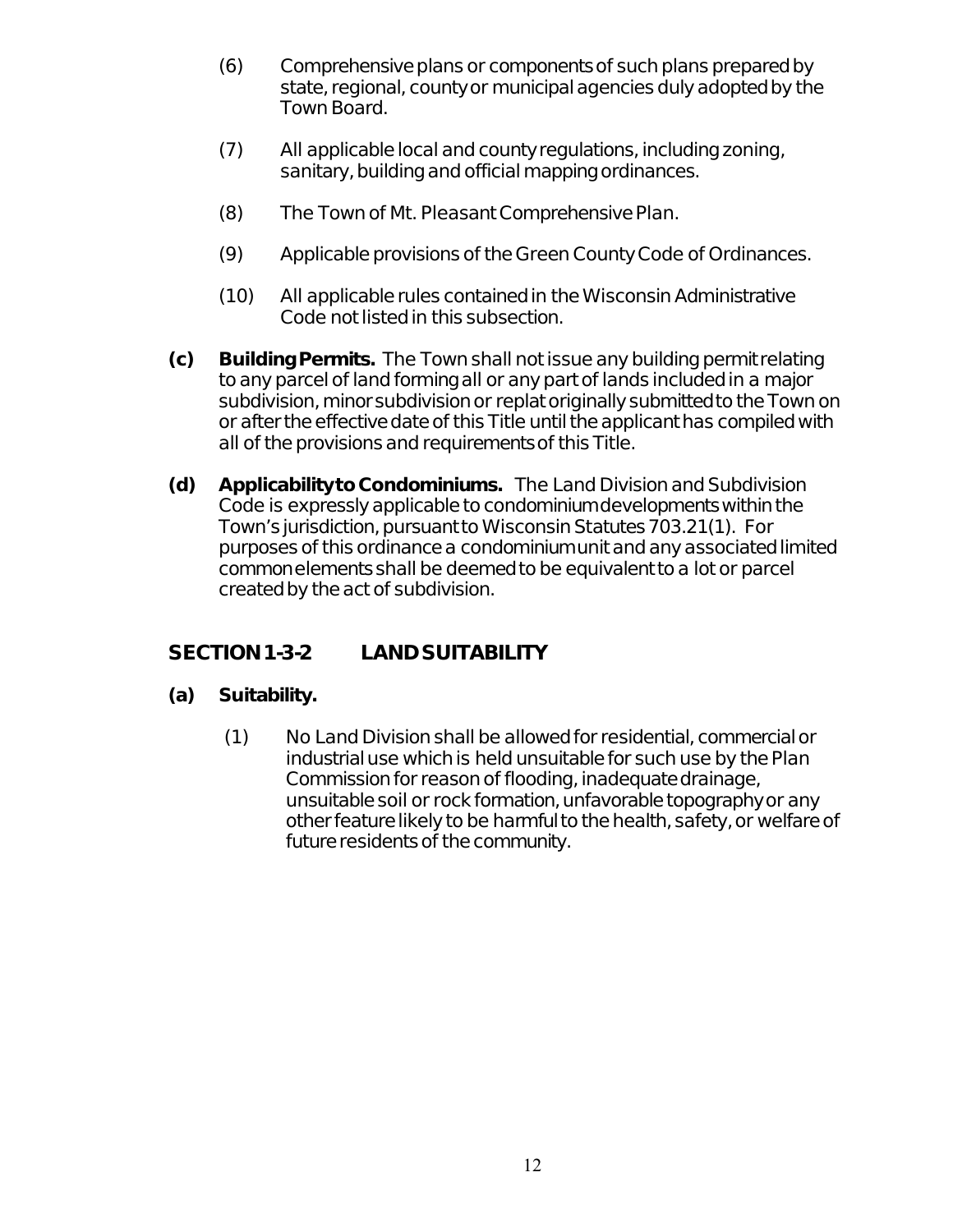(6) Comprehensive plans or components of such plans prepared by state, regional, county or municipal agencies duly adopted by the Town Board.

(7) All applicable local and county regulations, including zoning, sanitary, building and official mapping ordinances.

(8) The Town of Mt. Pleasant Comprehensive Plan.

(9) Applicable provisions of the Green County Code of Ordinances.

(10) All applicable rules contained in the Wisconsin Administrative Code not listed in this subsection.

**(c) Building Permits.** The Town shall not issue any building permit relating to any parcel of land forming all or any part of lands included in a major subdivision, minor subdivision or replat originally submitted to the Town on or after the effective date of this Title until the applicant has compiled with all of the provisions and requirements of this Title.

**(d) Applicability to Condominiums.** The Land Division and Subdivision Code is expressly applicable to condominium developments within the Town's jurisdiction, pursuant to Wisconsin Statutes 703.21(1). For purposes of this ordinance a condominium unit and any associated limited common elements shall be deemed to be equivalent to a lot or parcel created by the act of subdivision.

## SECTION 1-3-2 LAND SUITABILITY

**(a) Suitability.**

(1) No Land Division shall be allowed for residential, commercial or industrial use which is held unsuitable for such use by the Plan Commission for reason of flooding, inadequate drainage, unsuitable soil or rock formation, unfavorable topography or any other feature likely to be harmful to the health, safety, or welfare of future residents of the community.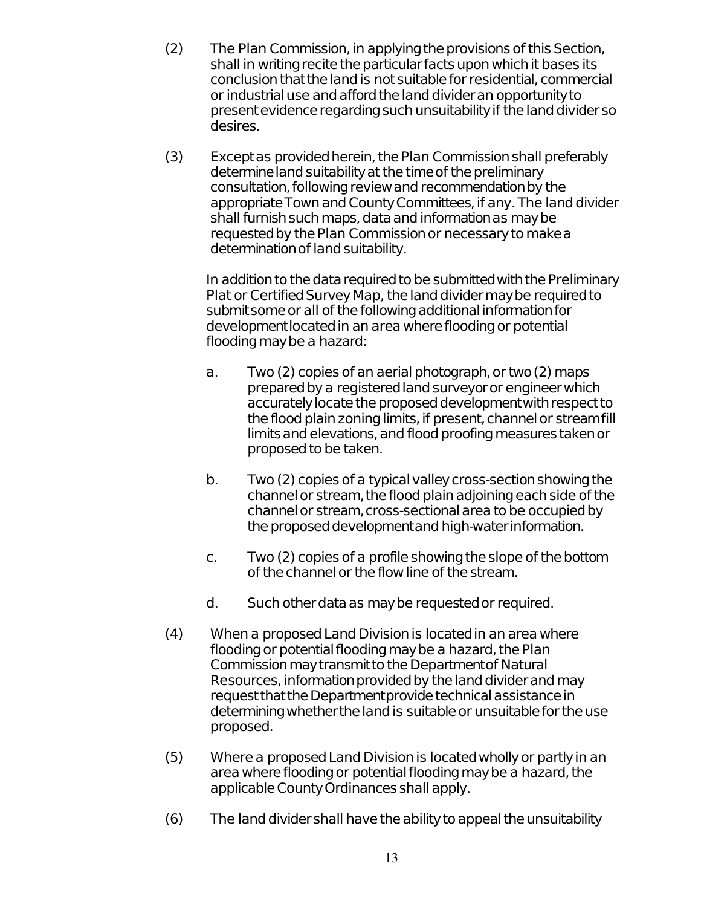(2) The Plan Commission, in applying the provisions of this Section, shall in writing recite the particular facts upon which it bases its conclusion that the land is not suitable for residential, commercial or industrial use and afford the land divider an opportunity to present evidence regarding such unsuitability if the land divider so desires.

(3) Except as provided herein, the Plan Commission shall preferably determine land suitability at the time of the preliminary consultation, following review and recommendation by the appropriate Town and County Committees, if any. The land divider shall furnish such maps, data and information as may be requested by the Plan Commission or necessary to make a determination of land suitability.

In addition to the data required to be submitted with the Preliminary Plat or Certified Survey Map, the land divider may be required to submit some or all of the following additional information for development located in an area where flooding or potential flooding may be a hazard:

a. Two (2) copies of an aerial photograph, or two (2) maps prepared by a registered land surveyor or engineer which accurately locate the proposed development with respect to the flood plain zoning limits, if present, channel or stream fill limits and elevations, and flood proofing measures taken or proposed to be taken.

b. Two (2) copies of a typical valley cross-section showing the channel or stream, the flood plain adjoining each side of the channel or stream, cross-sectional area to be occupied by the proposed development and high-water information.

c. Two (2) copies of a profile showing the slope of the bottom of the channel or the flow line of the stream.

d. Such other data as may be requested or required.

(4) When a proposed Land Division is located in an area where flooding or potential flooding may be a hazard, the Plan Commission may transmit to the Department of Natural Resources, information provided by the land divider and may request that the Department provide technical assistance in determining whether the land is suitable or unsuitable for the use proposed.

(5) Where a proposed Land Division is located wholly or partly in an area where flooding or potential flooding may be a hazard, the applicable County Ordinances shall apply.

(6) The land divider shall have the ability to appeal the unsuitability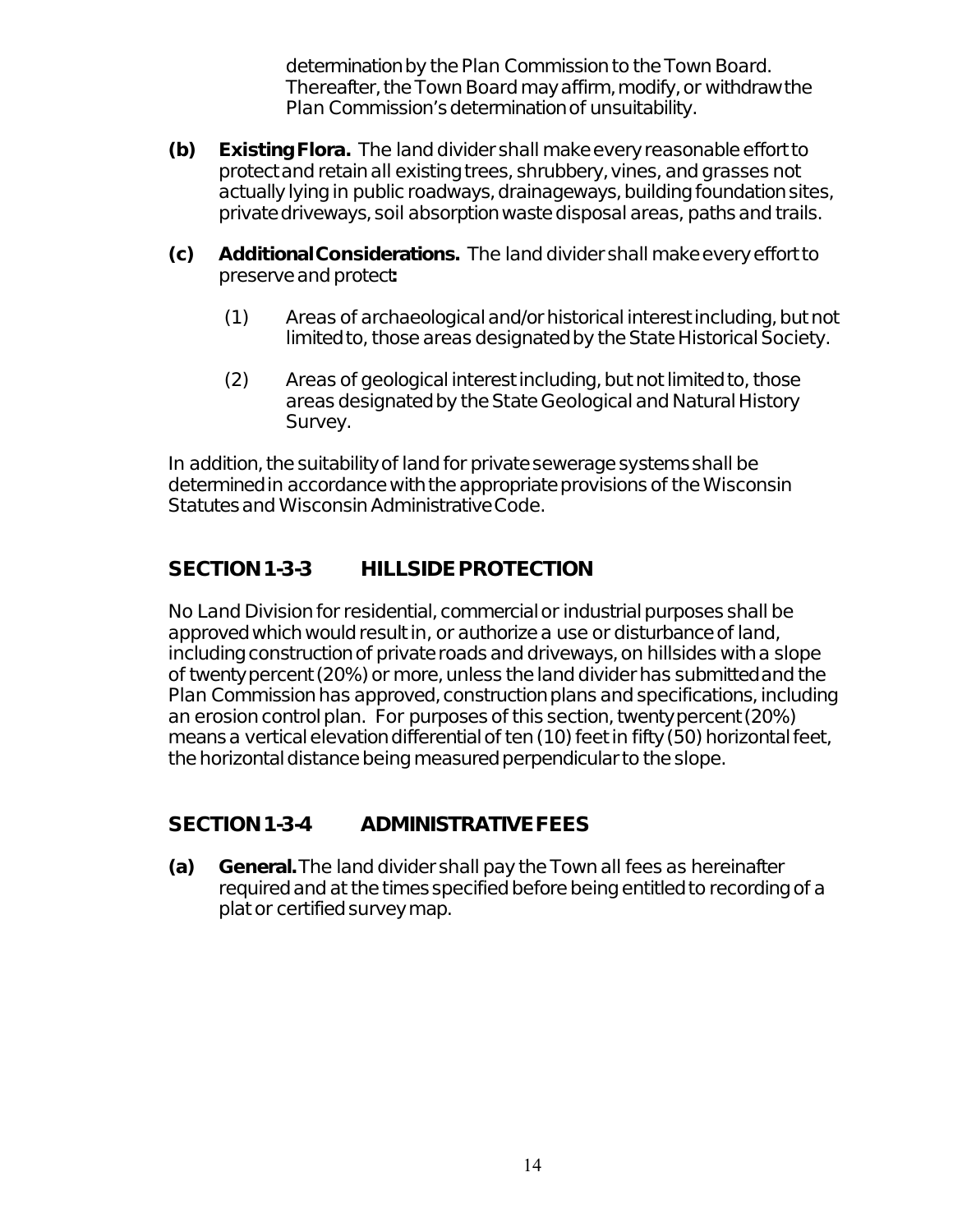determination by the Plan Commission to the Town Board. Thereafter, the Town Board may affirm, modify, or withdraw the Plan Commission's determination of unsuitability.

**(b) Existing Flora.** The land divider shall make every reasonable effort to protect and retain all existing trees, shrubbery, vines, and grasses not actually lying in public roadways, drainageways, building foundation sites, private driveways, soil absorption waste disposal areas, paths and trails.

**(c) Additional Considerations.** The land divider shall make every effort to preserve and protect**:**

(1) Areas of archaeological and/or historical interest including, but not limited to, those areas designated by the State Historical Society.

(2) Areas of geological interest including, but not limited to, those areas designated by the State Geological and Natural History Survey.

In addition, the suitability of land for private sewerage systems shall be determined in accordance with the appropriate provisions of the Wisconsin Statutes and Wisconsin Administrative Code.

## SECTION 1-3-3 HILLSIDE PROTECTION

No Land Division for residential, commercial or industrial purposes shall be approved which would result in, or authorize a use or disturbance of land, including construction of private roads and driveways, on hillsides with a slope of twenty percent (20%) or more, unless the land divider has submitted and the Plan Commission has approved, construction plans and specifications, including an erosion control plan. For purposes of this section, twenty percent (20%) means a vertical elevation differential of ten (10) feet in fifty (50) horizontal feet, the horizontal distance being measured perpendicular to the slope.

## SECTION 1-3-4 ADMINISTRATIVE FEES

**(a) General.** The land divider shall pay the Town all fees as hereinafter required and at the times specified before being entitled to recording of a plat or certified survey map.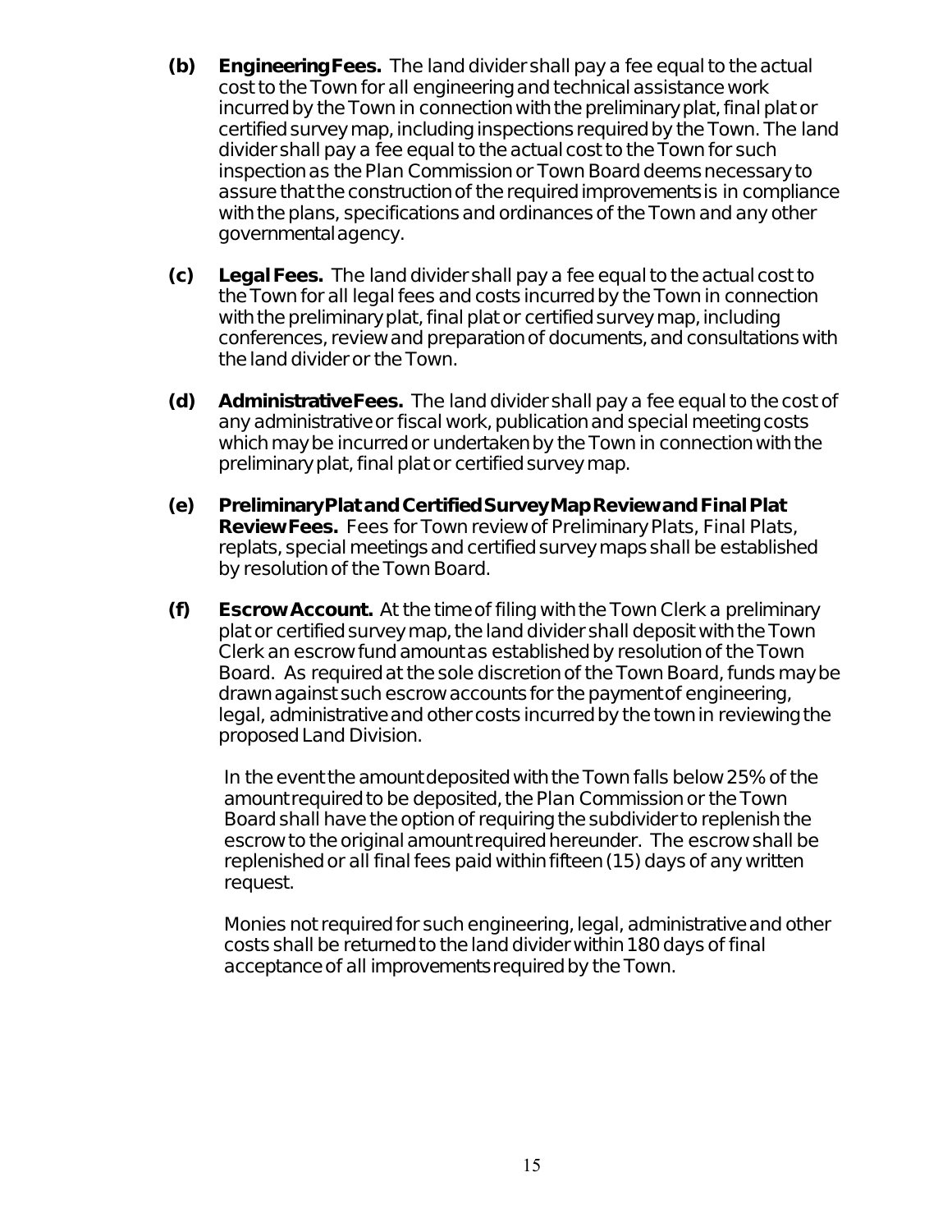**(b) Engineering Fees.** The land divider shall pay a fee equal to the actual cost to the Town for all engineering and technical assistance work incurred by the Town in connection with the preliminary plat, final plat or certified survey map, including inspections required by the Town. The land divider shall pay a fee equal to the actual cost to the Town for such inspection as the Plan Commission or Town Board deems necessary to assure that the construction of the required improvements is in compliance with the plans, specifications and ordinances of the Town and any other governmental agency.

**(c) Legal Fees.** The land divider shall pay a fee equal to the actual cost to the Town for all legal fees and costs incurred by the Town in connection with the preliminary plat, final plat or certified survey map, including conferences, review and preparation of documents, and consultations with the land divider or the Town.

**(d) Administrative Fees.** The land divider shall pay a fee equal to the cost of any administrative or fiscal work, publication and special meeting costs which may be incurred or undertaken by the Town in connection with the preliminary plat, final plat or certified survey map.

**(e) Preliminary Plat and Certified Survey Map Review and Final Plat Review Fees.** Fees for Town review of Preliminary Plats, Final Plats, replats, special meetings and certified survey maps shall be established by resolution of the Town Board.

**(f) Escrow Account.** At the time of filing with the Town Clerk a preliminary plat or certified survey map, the land divider shall deposit with the Town Clerk an escrow fund amount as established by resolution of the Town Board. As required at the sole discretion of the Town Board, funds may be drawn against such escrow accounts for the payment of engineering, legal, administrative and other costs incurred by the town in reviewing the proposed Land Division.

In the event the amount deposited with the Town falls below 25% of the amount required to be deposited, the Plan Commission or the Town Board shall have the option of requiring the subdivider to replenish the escrow to the original amount required hereunder. The escrow shall be replenished or all final fees paid within fifteen (15) days of any written request.

Monies not required for such engineering, legal, administrative and other costs shall be returned to the land divider within 180 days of final acceptance of all improvements required by the Town.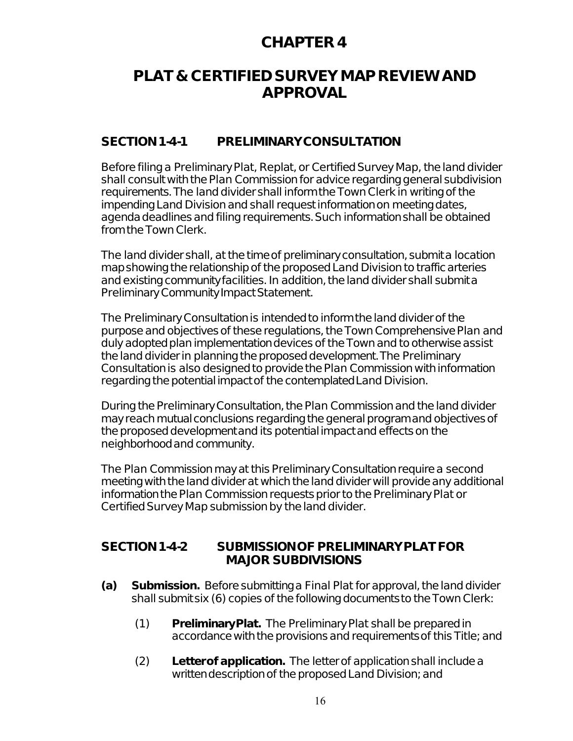# CHAPTER 4

# PLAT & CERTIFIED SURVEY MAP REVIEW AND APPROVAL

## SECTION 1-4-1 PRELIMINARY CONSULTATION

Before filing a Preliminary Plat, Replat, or Certified Survey Map, the land divider shall consult with the Plan Commission for advice regarding general subdivision requirements. The land divider shall inform the Town Clerk in writing of the impending Land Division and shall request information on meeting dates, agenda deadlines and filing requirements. Such information shall be obtained from the Town Clerk.

The land divider shall, at the time of preliminary consultation, submit a location map showing the relationship of the proposed Land Division to traffic arteries and existing community facilities. In addition, the land divider shall submit a Preliminary Community Impact Statement.

The Preliminary Consultation is intended to inform the land divider of the purpose and objectives of these regulations, the Town Comprehensive Plan and duly adopted plan implementation devices of the Town and to otherwise assist the land divider in planning the proposed development. The Preliminary Consultation is also designed to provide the Plan Commission with information regarding the potential impact of the contemplated Land Division.

During the Preliminary Consultation, the Plan Commission and the land divider may reach mutual conclusions regarding the general program and objectives of the proposed development and its potential impact and effects on the neighborhood and community.

The Plan Commission may at this Preliminary Consultation require a second meeting with the land divider at which the land divider will provide any additional information the Plan Commission requests prior to the Preliminary Plat or Certified Survey Map submission by the land divider.

## SECTION 1-4-2 SUBMISSION OF PRELIMINARY PLAT FOR MAJOR SUBDIVISIONS

**(a) Submission.** Before submitting a Final Plat for approval, the land divider shall submit six (6) copies of the following documents to the Town Clerk:

(1) **Preliminary Plat.** The Preliminary Plat shall be prepared in accordance with the provisions and requirements of this Title; and

(2) **Letter of application.** The letter of application shall include a written description of the proposed Land Division; and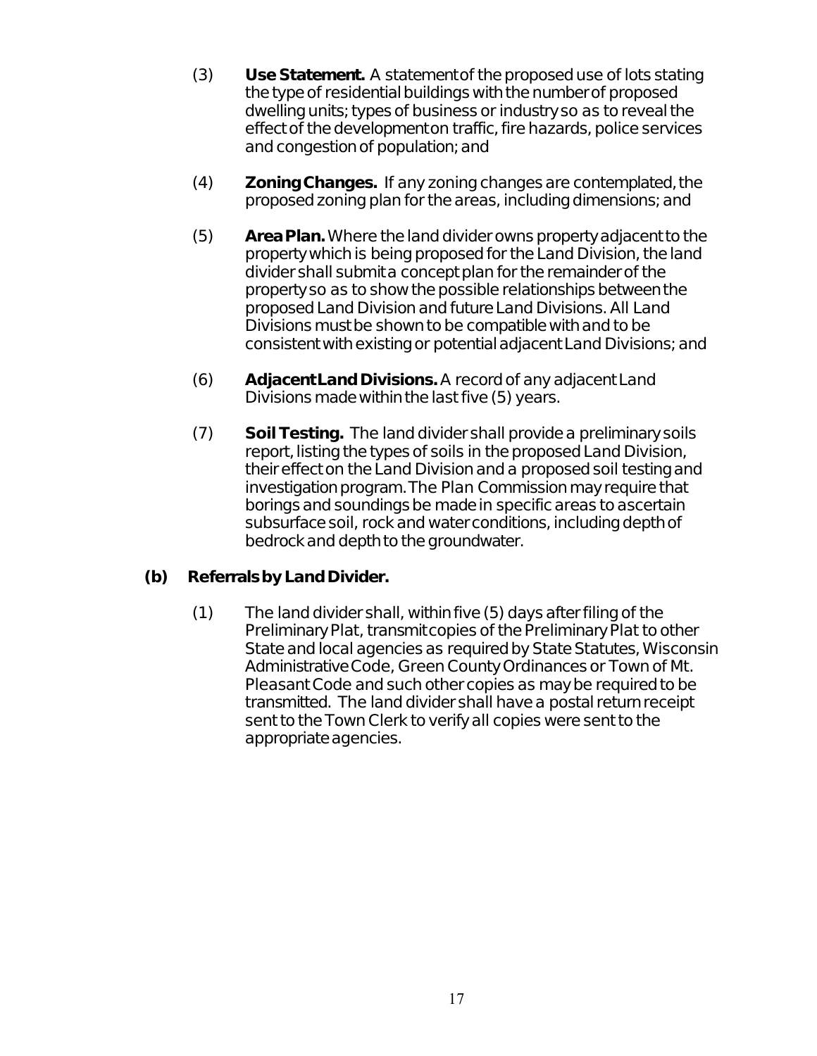(3) **Use Statement.** A statement of the proposed use of lots stating the type of residential buildings with the number of proposed dwelling units; types of business or industry so as to reveal the effect of the development on traffic, fire hazards, police services and congestion of population; and

(4) **Zoning Changes.** If any zoning changes are contemplated, the proposed zoning plan for the areas, including dimensions; and

(5) **Area Plan.** Where the land divider owns property adjacent to the property which is being proposed for the Land Division, the land divider shall submit a concept plan for the remainder of the property so as to show the possible relationships between the proposed Land Division and future Land Divisions. All Land Divisions must be shown to be compatible with and to be consistent with existing or potential adjacent Land Divisions; and

(6) **Adjacent Land Divisions.** A record of any adjacent Land Divisions made within the last five (5) years.

(7) **Soil Testing.** The land divider shall provide a preliminary soils report, listing the types of soils in the proposed Land Division, their effect on the Land Division and a proposed soil testing and investigation program. The Plan Commission may require that borings and soundings be made in specific areas to ascertain subsurface soil, rock and water conditions, including depth of bedrock and depth to the groundwater.

**(b) Referrals by Land Divider.**

(1) The land divider shall, within five (5) days after filing of the Preliminary Plat, transmit copies of the Preliminary Plat to other State and local agencies as required by State Statutes, Wisconsin Administrative Code, Green County Ordinances or Town of Mt. Pleasant Code and such other copies as may be required to be transmitted. The land divider shall have a postal return receipt sent to the Town Clerk to verify all copies were sent to the appropriate agencies.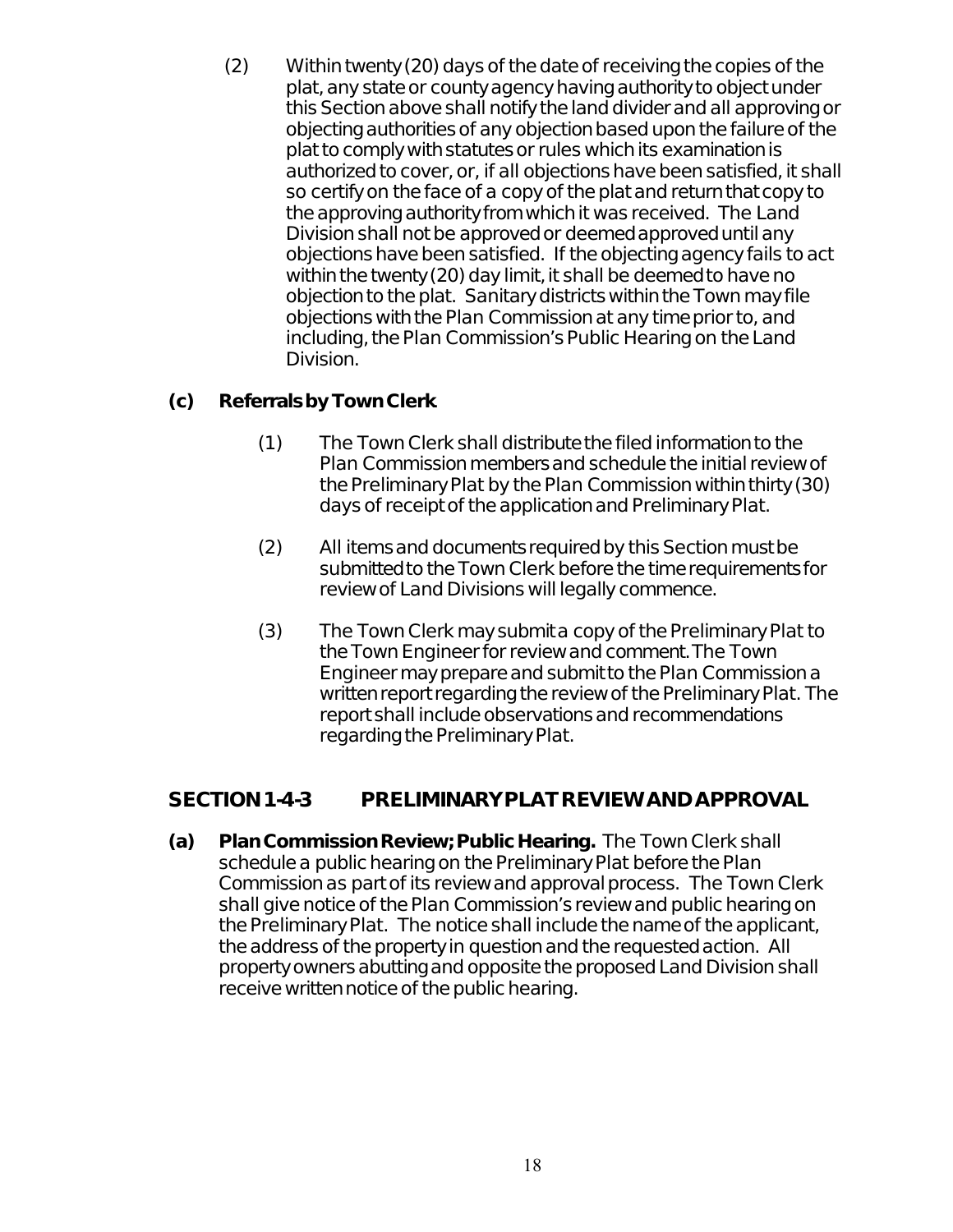(2) Within twenty (20) days of the date of receiving the copies of the plat, any state or county agency having authority to object under this Section above shall notify the land divider and all approving or objecting authorities of any objection based upon the failure of the plat to comply with statutes or rules which its examination is authorized to cover, or, if all objections have been satisfied, it shall so certify on the face of a copy of the plat and return that copy to the approving authority from which it was received. The Land Division shall not be approved or deemed approved until any objections have been satisfied. If the objecting agency fails to act within the twenty (20) day limit, it shall be deemed to have no objection to the plat. Sanitary districts within the Town may file objections with the Plan Commission at any time prior to, and including, the Plan Commission's Public Hearing on the Land Division.

**(c) Referrals by Town Clerk.**

(1) The Town Clerk shall distribute the filed information to the Plan Commission members and schedule the initial review of the Preliminary Plat by the Plan Commission within thirty (30) days of receipt of the application and Preliminary Plat.

(2) All items and documents required by this Section must be submitted to the Town Clerk before the time requirements for review of Land Divisions will legally commence.

(3) The Town Clerk may submit a copy of the Preliminary Plat to the Town Engineer for review and comment. The Town Engineer may prepare and submit to the Plan Commission a written report regarding the review of the Preliminary Plat. The report shall include observations and recommendations regarding the Preliminary Plat.

## SECTION 1-4-3 PRELIMINARY PLAT REVIEW AND APPROVAL

**(a) Plan Commission Review; Public Hearing.** The Town Clerk shall schedule a public hearing on the Preliminary Plat before the Plan Commission as part of its review and approval process. The Town Clerk shall give notice of the Plan Commission's review and public hearing on the Preliminary Plat. The notice shall include the name of the applicant, the address of the property in question and the requested action. All property owners abutting and opposite the proposed Land Division shall receive written notice of the public hearing.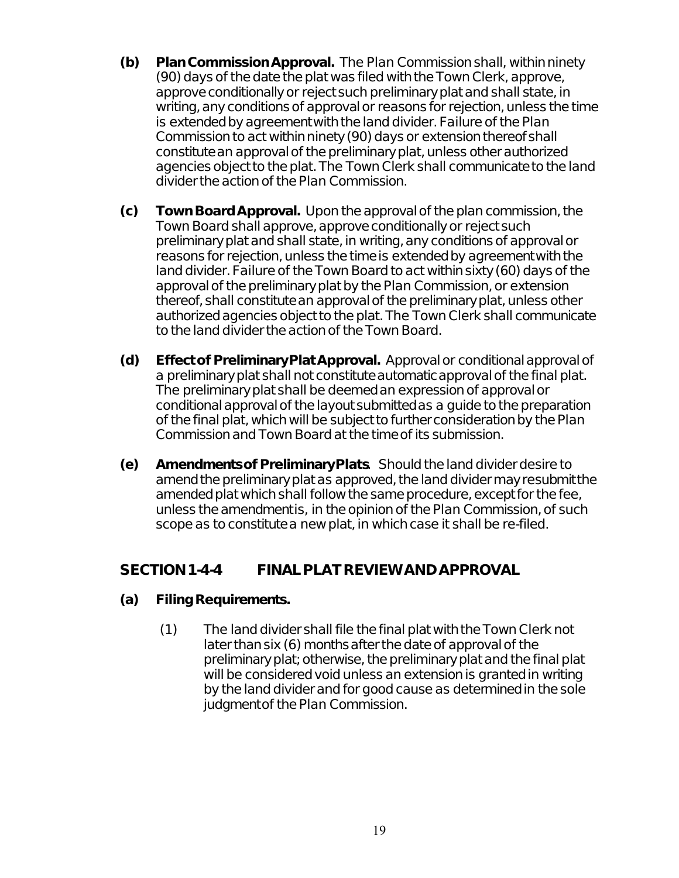**(b) Plan Commission Approval.** The Plan Commission shall, within ninety (90) days of the date the plat was filed with the Town Clerk, approve, approve conditionally or reject such preliminary plat and shall state, in writing, any conditions of approval or reasons for rejection, unless the time is extended by agreement with the land divider. Failure of the Plan Commission to act within ninety (90) days or extension thereof shall constitute an approval of the preliminary plat, unless other authorized agencies object to the plat. The Town Clerk shall communicate to the land divider the action of the Plan Commission.

**(c) Town Board Approval.** Upon the approval of the plan commission, the Town Board shall approve, approve conditionally or reject such preliminary plat and shall state, in writing, any conditions of approval or reasons for rejection, unless the time is extended by agreement with the land divider. Failure of the Town Board to act within sixty (60) days of the approval of the preliminary plat by the Plan Commission, or extension thereof, shall constitute an approval of the preliminary plat, unless other authorized agencies object to the plat. The Town Clerk shall communicate to the land divider the action of the Town Board.

**(d) Effect of Preliminary Plat Approval.** Approval or conditional approval of a preliminary plat shall not constitute automatic approval of the final plat. The preliminary plat shall be deemed an expression of approval or conditional approval of the layout submitted as a guide to the preparation of the final plat, which will be subject to further consideration by the Plan Commission and Town Board at the time of its submission.

**(e) Amendments of Preliminary Plats**. Should the land divider desire to amend the preliminary plat as approved, the land divider may resubmit the amended plat which shall follow the same procedure, except for the fee, unless the amendment is, in the opinion of the Plan Commission, of such scope as to constitute a new plat, in which case it shall be re-filed.

## SECTION 1-4-4 FINAL PLAT REVIEW AND APPROVAL

**(a) Filing Requirements.**

(1) The land divider shall file the final plat with the Town Clerk not later than six (6) months after the date of approval of the preliminary plat; otherwise, the preliminary plat and the final plat will be considered void unless an extension is granted in writing by the land divider and for good cause as determined in the sole judgment of the Plan Commission.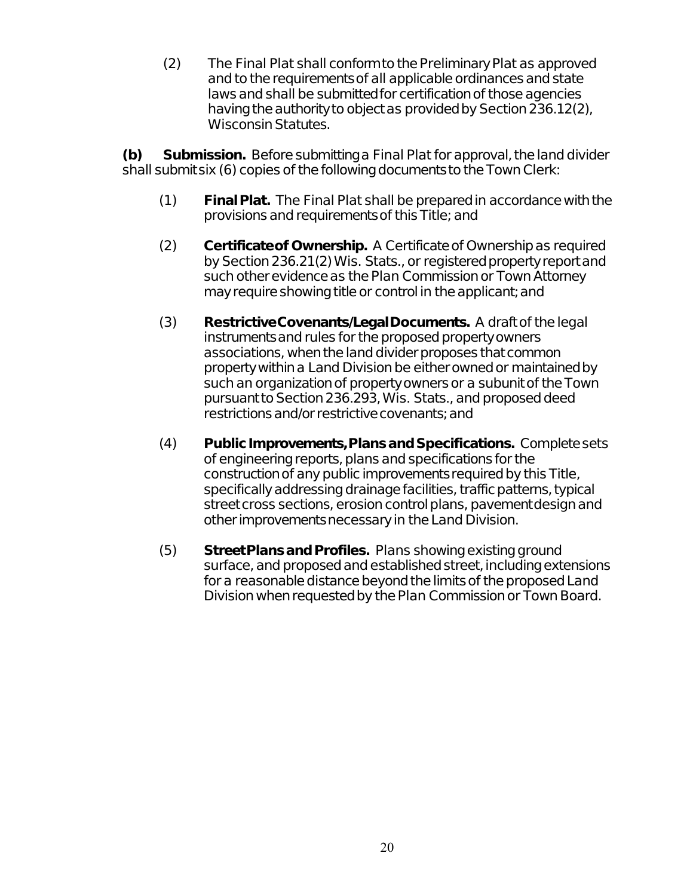(2) The Final Plat shall conform to the Preliminary Plat as approved and to the requirements of all applicable ordinances and state laws and shall be submitted for certification of those agencies having the authority to object as provided by Section 236.12(2), Wisconsin Statutes.

**(b) Submission.** Before submitting a Final Plat for approval, the land divider shall submit six (6) copies of the following documents to the Town Clerk:

(1) **Final Plat.** The Final Plat shall be prepared in accordance with the provisions and requirements of this Title; and

(2) **Certificate of Ownership.** A Certificate of Ownership as required by Section 236.21(2) Wis. Stats., or registered property report and such other evidence as the Plan Commission or Town Attorney may require showing title or control in the applicant; and

(3) **Restrictive Covenants/Legal Documents.** A draft of the legal instruments and rules for the proposed property owners associations, when the land divider proposes that common property within a Land Division be either owned or maintained by such an organization of property owners or a subunit of the Town pursuant to Section 236.293, Wis. Stats., and proposed deed restrictions and/or restrictive covenants; and

(4) **Public Improvements, Plans and Specifications.** Complete sets of engineering reports, plans and specifications for the construction of any public improvements required by this Title, specifically addressing drainage facilities, traffic patterns, typical street cross sections, erosion control plans, pavement design and other improvements necessary in the Land Division.

(5) **Street Plans and Profiles.** Plans showing existing ground surface, and proposed and established street, including extensions for a reasonable distance beyond the limits of the proposed Land Division when requested by the Plan Commission or Town Board.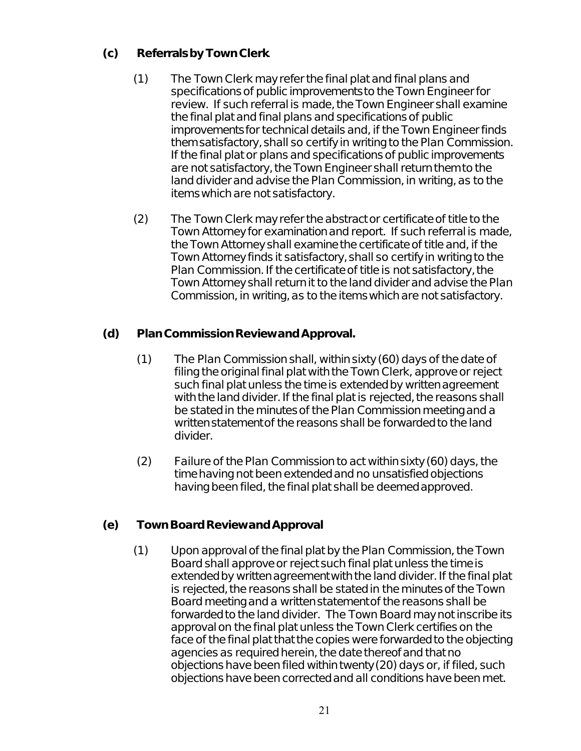**(c) Referrals by Town Clerk**

(1) The Town Clerk may refer the final plat and final plans and specifications of public improvements to the Town Engineer for review. If such referral is made, the Town Engineer shall examine the final plat and final plans and specifications of public improvements for technical details and, if the Town Engineer finds them satisfactory, shall so certify in writing to the Plan Commission. If the final plat or plans and specifications of public improvements are not satisfactory, the Town Engineer shall return them to the land divider and advise the Plan Commission, in writing, as to the items which are not satisfactory.

(2) The Town Clerk may refer the abstract or certificate of title to the Town Attorney for examination and report. If such referral is made, the Town Attorney shall examine the certificate of title and, if the Town Attorney finds it satisfactory, shall so certify in writing to the Plan Commission. If the certificate of title is not satisfactory, the Town Attorney shall return it to the land divider and advise the Plan Commission, in writing, as to the items which are not satisfactory.

**(d) Plan Commission Review and Approval.**

(1) The Plan Commission shall, within sixty (60) days of the date of filing the original final plat with the Town Clerk, approve or reject such final plat unless the time is extended by written agreement with the land divider. If the final plat is rejected, the reasons shall be stated in the minutes of the Plan Commission meeting and a written statement of the reasons shall be forwarded to the land divider.

(2) Failure of the Plan Commission to act within sixty (60) days, the time having not been extended and no unsatisfied objections having been filed, the final plat shall be deemed approved.

**(e) Town Board Review and Approval**

(1) Upon approval of the final plat by the Plan Commission, the Town Board shall approve or reject such final plat unless the time is extended by written agreement with the land divider. If the final plat is rejected, the reasons shall be stated in the minutes of the Town Board meeting and a written statement of the reasons shall be forwarded to the land divider. The Town Board may not inscribe its approval on the final plat unless the Town Clerk certifies on the face of the final plat that the copies were forwarded to the objecting agencies as required herein, the date thereof and that no objections have been filed within twenty (20) days or, if filed, such objections have been corrected and all conditions have been met.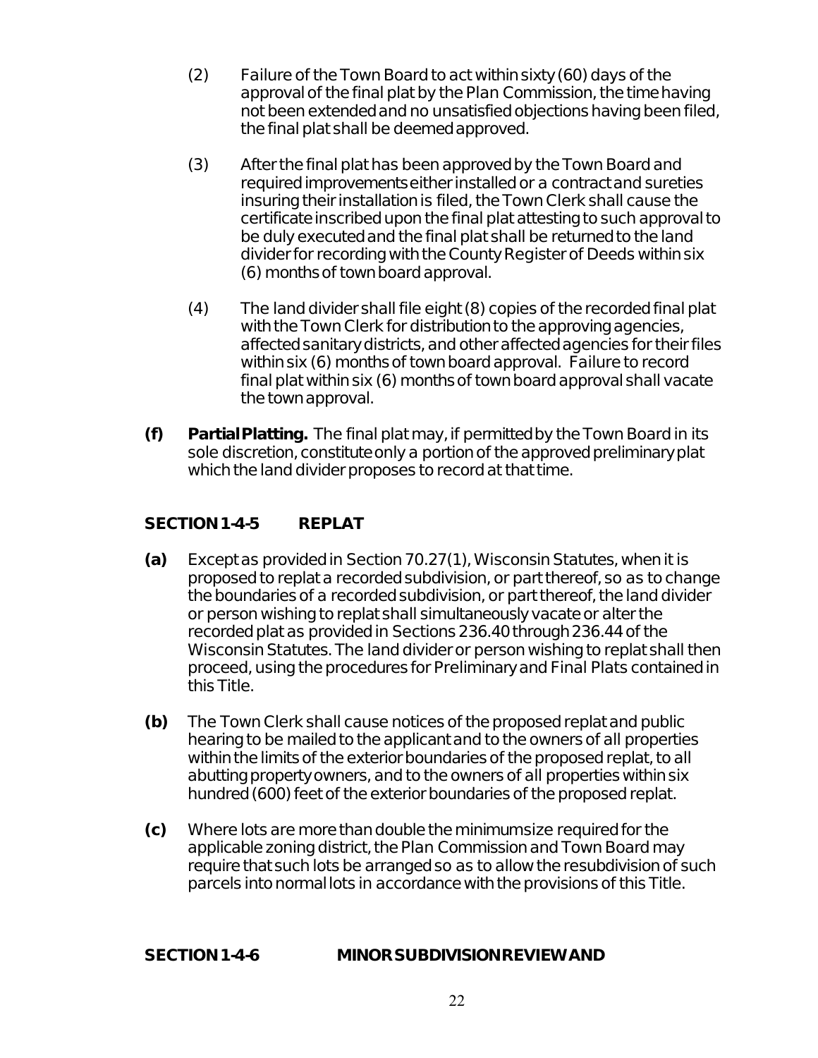(2) Failure of the Town Board to act within sixty (60) days of the approval of the final plat by the Plan Commission, the time having not been extended and no unsatisfied objections having been filed, the final plat shall be deemed approved.

(3) After the final plat has been approved by the Town Board and required improvements either installed or a contract and sureties insuring their installation is filed, the Town Clerk shall cause the certificate inscribed upon the final plat attesting to such approval to be duly executed and the final plat shall be returned to the land divider for recording with the County Register of Deeds within six (6) months of town board approval.

(4) The land divider shall file eight (8) copies of the recorded final plat with the Town Clerk for distribution to the approving agencies, affected sanitary districts, and other affected agencies for their files within six (6) months of town board approval. Failure to record final plat within six (6) months of town board approval shall vacate the town approval.

**(f) Partial Platting.** The final plat may, if permitted by the Town Board in its sole discretion, constitute only a portion of the approved preliminary plat which the land divider proposes to record at that time.

## SECTION 1-4-5 REPLAT

**(a)** Except as provided in Section 70.27(1), Wisconsin Statutes, when it is proposed to replat a recorded subdivision, or part thereof, so as to change the boundaries of a recorded subdivision, or part thereof, the land divider or person wishing to replat shall simultaneously vacate or alter the recorded plat as provided in Sections 236.40 through 236.44 of the Wisconsin Statutes. The land divider or person wishing to replat shall then proceed, using the procedures for Preliminary and Final Plats contained in this Title.

**(b)** The Town Clerk shall cause notices of the proposed replat and public hearing to be mailed to the applicant and to the owners of all properties within the limits of the exterior boundaries of the proposed replat, to all abutting property owners, and to the owners of all properties within six hundred (600) feet of the exterior boundaries of the proposed replat.

**(c)** Where lots are more than double the minimum size required for the applicable zoning district, the Plan Commission and Town Board may require that such lots be arranged so as to allow the resubdivision of such parcels into normal lots in accordance with the provisions of this Title.

## SECTION 1-4-6 MINOR SUBDIVISION REVIEW AND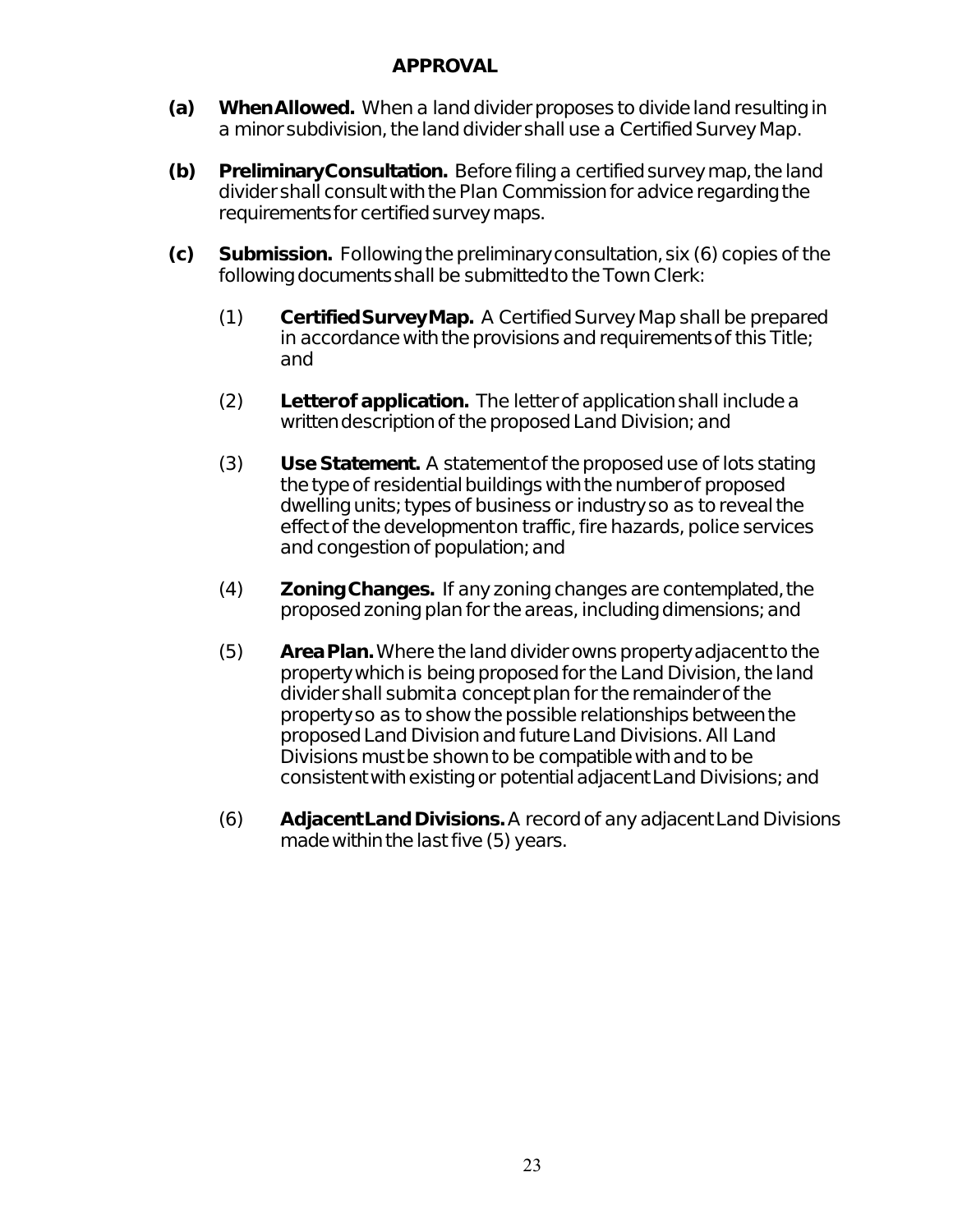## APPROVAL

**(a) When Allowed.** When a land divider proposes to divide land resulting in a minor subdivision, the land divider shall use a Certified Survey Map.

**(b) Preliminary Consultation.** Before filing a certified survey map, the land divider shall consult with the Plan Commission for advice regarding the requirements for certified survey maps.

**(c) Submission.** Following the preliminary consultation, six (6) copies of the following documents shall be submitted to the Town Clerk:

(1) **Certified Survey Map.** A Certified Survey Map shall be prepared in accordance with the provisions and requirements of this Title; and

(2) **Letter of application.** The letter of application shall include a written description of the proposed Land Division; and

(3) **Use Statement.** A statement of the proposed use of lots stating the type of residential buildings with the number of proposed dwelling units; types of business or industry so as to reveal the effect of the development on traffic, fire hazards, police services and congestion of population; and

(4) **Zoning Changes.** If any zoning changes are contemplated, the proposed zoning plan for the areas, including dimensions; and

(5) **Area Plan.** Where the land divider owns property adjacent to the property which is being proposed for the Land Division, the land divider shall submit a concept plan for the remainder of the property so as to show the possible relationships between the proposed Land Division and future Land Divisions. All Land Divisions must be shown to be compatible with and to be consistent with existing or potential adjacent Land Divisions; and

(6) **Adjacent Land Divisions.** A record of any adjacent Land Divisions made within the last five (5) years.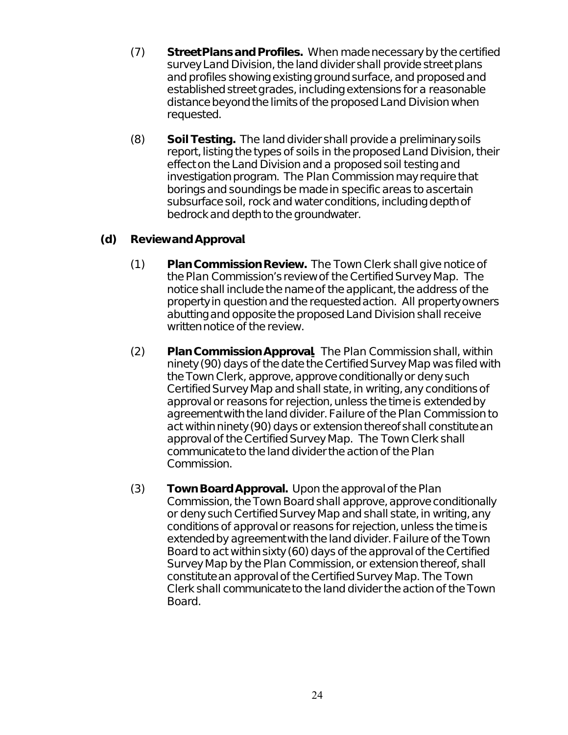(7) **Street Plans and Profiles.** When made necessary by the certified survey Land Division, the land divider shall provide street plans and profiles showing existing ground surface, and proposed and established street grades, including extensions for a reasonable distance beyond the limits of the proposed Land Division when requested.

(8) **Soil Testing.** The land divider shall provide a preliminary soils report, listing the types of soils in the proposed Land Division, their effect on the Land Division and a proposed soil testing and investigation program. The Plan Commission may require that borings and soundings be made in specific areas to ascertain subsurface soil, rock and water conditions, including depth of bedrock and depth to the groundwater.

**(d) Review and Approval**

(1) **Plan Commission Review.** The Town Clerk shall give notice of the Plan Commission's review of the Certified Survey Map. The notice shall include the name of the applicant, the address of the property in question and the requested action. All property owners abutting and opposite the proposed Land Division shall receive written notice of the review.

(2) **Plan Commission Approval.** The Plan Commission shall, within ninety (90) days of the date the Certified Survey Map was filed with the Town Clerk, approve, approve conditionally or deny such Certified Survey Map and shall state, in writing, any conditions of approval or reasons for rejection, unless the time is extended by agreement with the land divider. Failure of the Plan Commission to act within ninety (90) days or extension thereof shall constitute an approval of the Certified Survey Map. The Town Clerk shall communicate to the land divider the action of the Plan Commission.

(3) **Town Board Approval.** Upon the approval of the Plan Commission, the Town Board shall approve, approve conditionally or deny such Certified Survey Map and shall state, in writing, any conditions of approval or reasons for rejection, unless the time is extended by agreement with the land divider. Failure of the Town Board to act within sixty (60) days of the approval of the Certified Survey Map by the Plan Commission, or extension thereof, shall constitute an approval of the Certified Survey Map. The Town Clerk shall communicate to the land divider the action of the Town Board.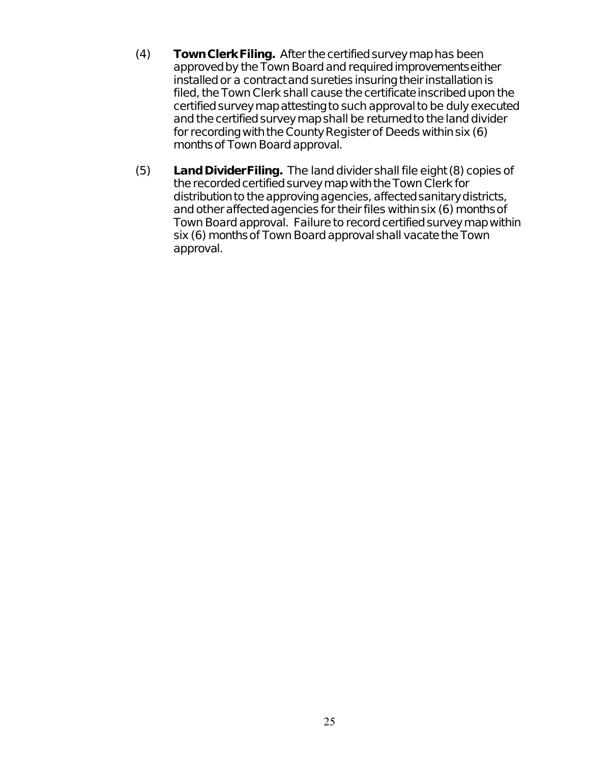(4) **Town Clerk Filing.** After the certified survey map has been approved by the Town Board and required improvements either installed or a contract and sureties insuring their installation is filed, the Town Clerk shall cause the certificate inscribed upon the certified survey map attesting to such approval to be duly executed and the certified survey map shall be returned to the land divider for recording with the County Register of Deeds within six (6) months of Town Board approval.

(5) **Land Divider Filing.** The land divider shall file eight (8) copies of the recorded certified survey map with the Town Clerk for distribution to the approving agencies, affected sanitary districts, and other affected agencies for their files within six (6) months of Town Board approval. Failure to record certified survey map within six (6) months of Town Board approval shall vacate the Town approval.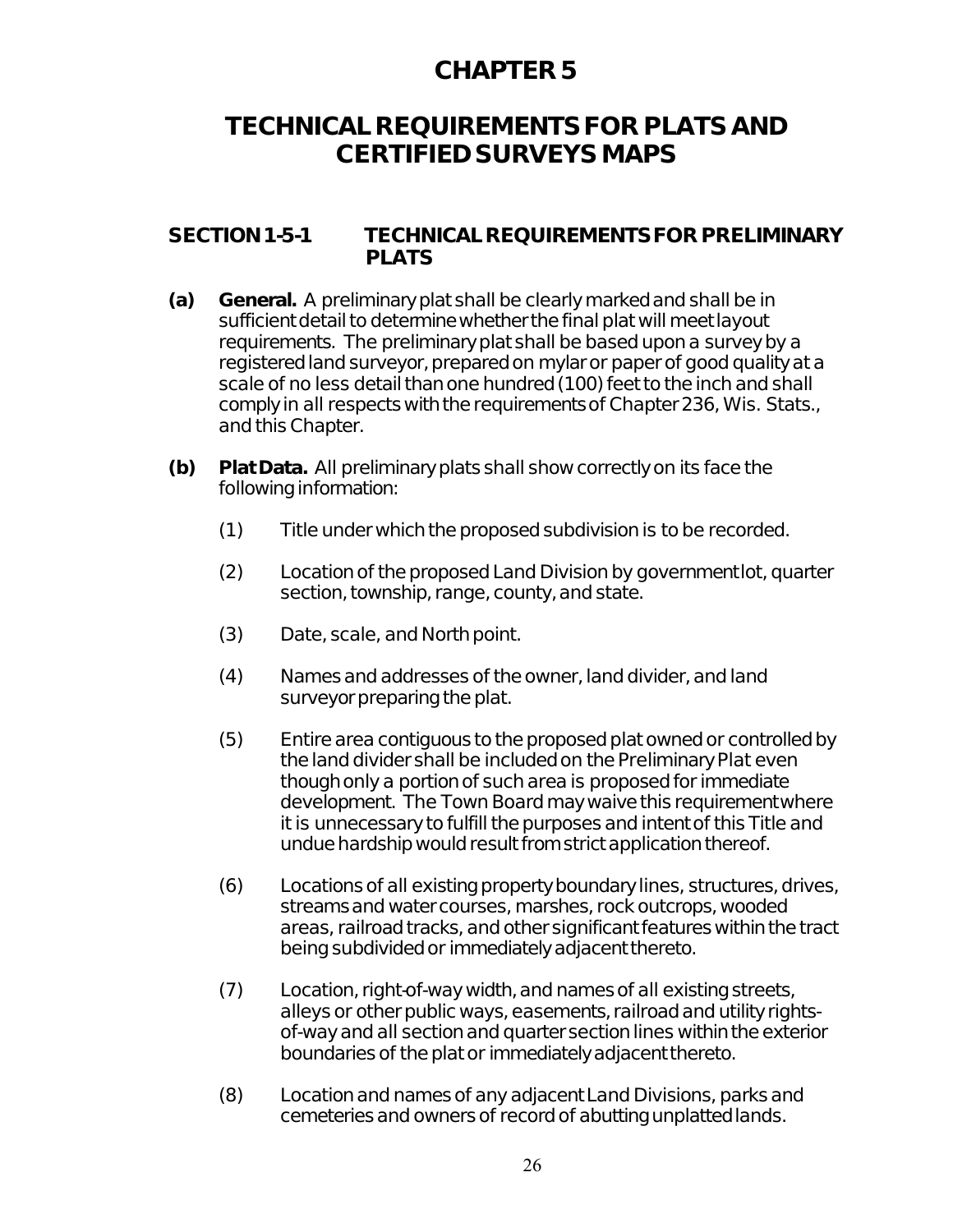# CHAPTER 5

# TECHNICAL REQUIREMENTS FOR PLATS AND CERTIFIED SURVEYS MAPS

## SECTION 1-5-1 TECHNICAL REQUIREMENTS FOR PRELIMINARY PLATS

**(a) General.** A preliminary plat shall be clearly marked and shall be in sufficient detail to determine whether the final plat will meet layout requirements. The preliminary plat shall be based upon a survey by a registered land surveyor, prepared on mylar or paper of good quality at a scale of no less detail than one hundred (100) feet to the inch and shall comply in all respects with the requirements of Chapter 236, Wis. Stats., and this Chapter.

**(b) Plat Data.** All preliminary plats shall show correctly on its face the following information:

(1) Title under which the proposed subdivision is to be recorded.

(2) Location of the proposed Land Division by government lot, quarter section, township, range, county, and state.

(3) Date, scale, and North point.

(4) Names and addresses of the owner, land divider, and land surveyor preparing the plat.

(5) Entire area contiguous to the proposed plat owned or controlled by the land divider shall be included on the Preliminary Plat even though only a portion of such area is proposed for immediate development. The Town Board may waive this requirement where it is unnecessary to fulfill the purposes and intent of this Title and undue hardship would result from strict application thereof.

(6) Locations of all existing property boundary lines, structures, drives, streams and water courses, marshes, rock outcrops, wooded areas, railroad tracks, and other significant features within the tract being subdivided or immediately adjacent thereto.

(7) Location, right-of-way width, and names of all existing streets, alleys or other public ways, easements, railroad and utility rights-of-way and all section and quarter section lines within the exterior boundaries of the plat or immediately adjacent thereto.

(8) Location and names of any adjacent Land Divisions, parks and cemeteries and owners of record of abutting unplatted lands.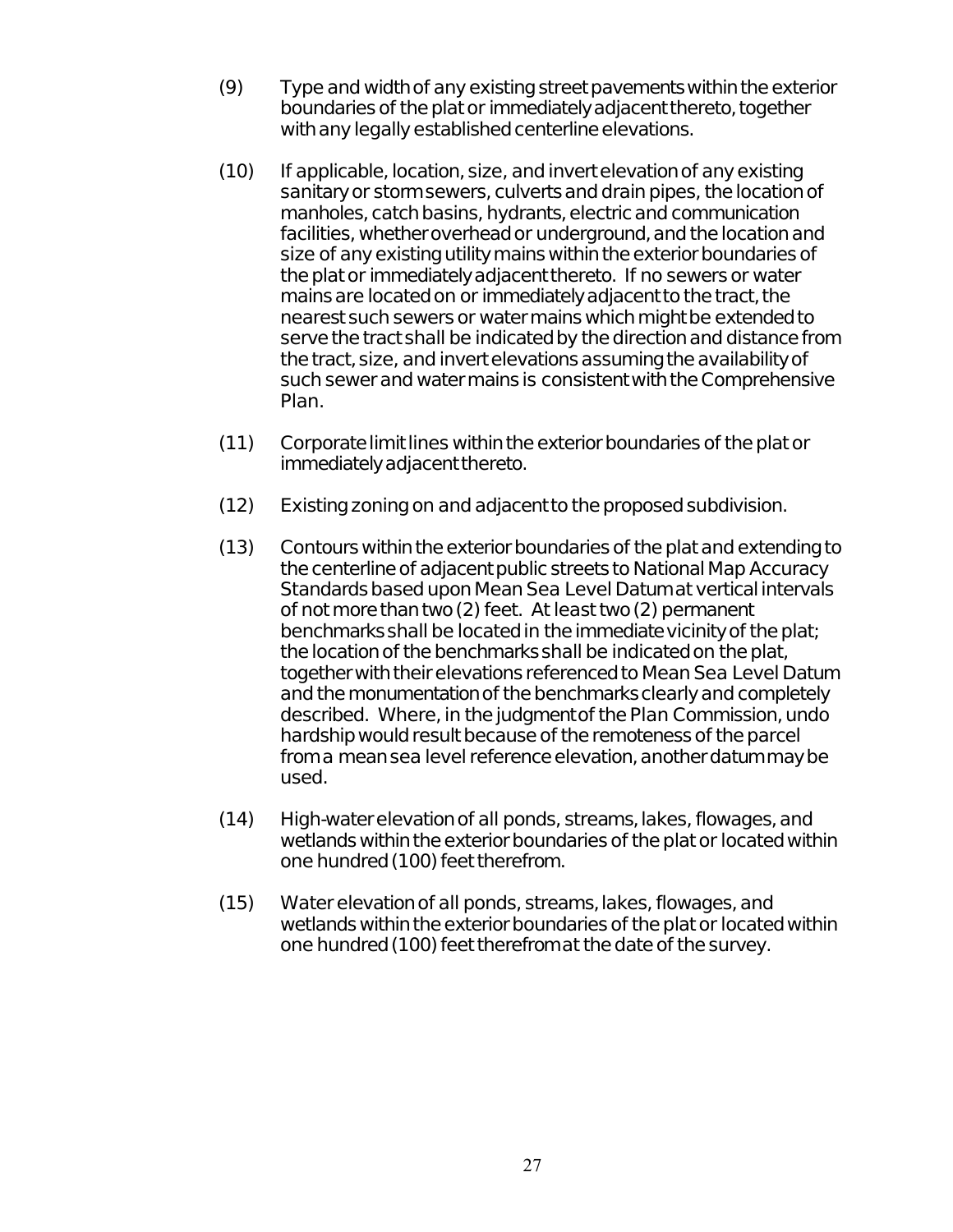(9) Type and width of any existing street pavements within the exterior boundaries of the plat or immediately adjacent thereto, together with any legally established centerline elevations.

(10) If applicable, location, size, and invert elevation of any existing sanitary or storm sewers, culverts and drain pipes, the location of manholes, catch basins, hydrants, electric and communication facilities, whether overhead or underground, and the location and size of any existing utility mains within the exterior boundaries of the plat or immediately adjacent thereto. If no sewers or water mains are located on or immediately adjacent to the tract, the nearest such sewers or water mains which might be extended to serve the tract shall be indicated by the direction and distance from the tract, size, and invert elevations assuming the availability of such sewer and water mains is consistent with the Comprehensive Plan.

(11) Corporate limit lines within the exterior boundaries of the plat or immediately adjacent thereto.

(12) Existing zoning on and adjacent to the proposed subdivision.

(13) Contours within the exterior boundaries of the plat and extending to the centerline of adjacent public streets to National Map Accuracy Standards based upon Mean Sea Level Datum at vertical intervals of not more than two (2) feet. At least two (2) permanent benchmarks shall be located in the immediate vicinity of the plat; the location of the benchmarks shall be indicated on the plat, together with their elevations referenced to Mean Sea Level Datum and the monumentation of the benchmarks clearly and completely described. Where, in the judgment of the Plan Commission, undo hardship would result because of the remoteness of the parcel from a mean sea level reference elevation, another datum may be used.

(14) High-water elevation of all ponds, streams, lakes, flowages, and wetlands within the exterior boundaries of the plat or located within one hundred (100) feet therefrom.

(15) Water elevation of all ponds, streams, lakes, flowages, and wetlands within the exterior boundaries of the plat or located within one hundred (100) feet therefrom at the date of the survey.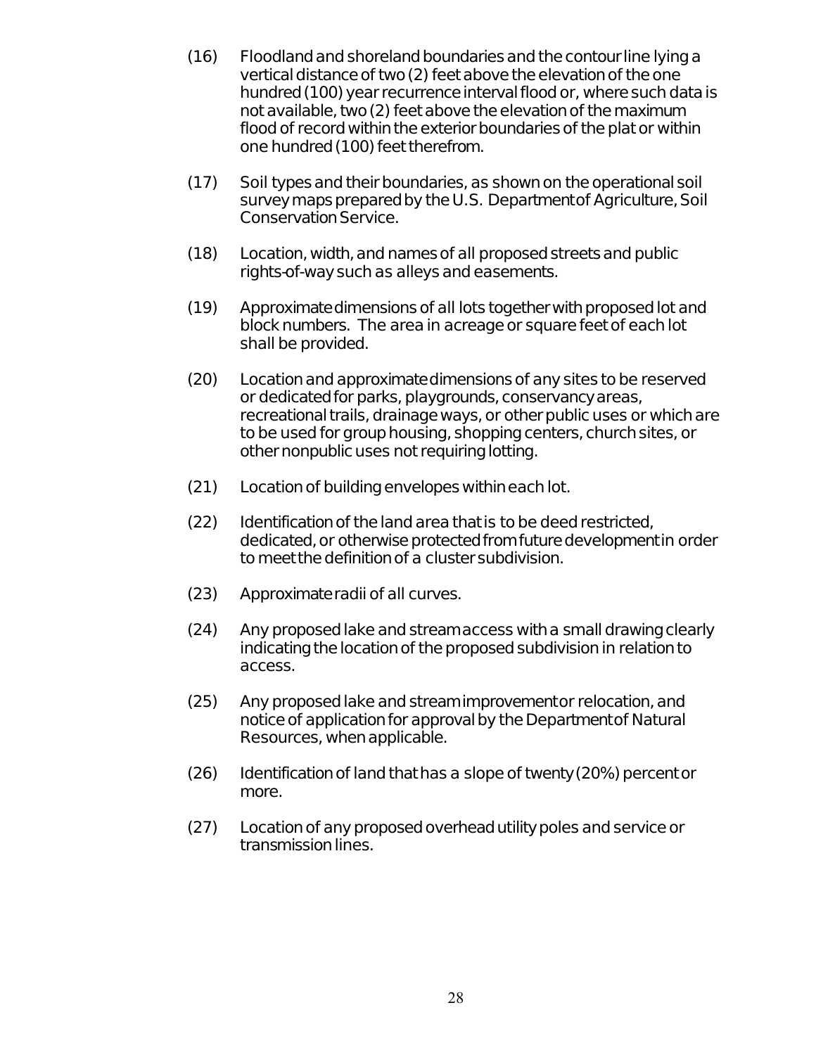(16) Floodland and shoreland boundaries and the contour line lying a vertical distance of two (2) feet above the elevation of the one hundred (100) year recurrence interval flood or, where such data is not available, two (2) feet above the elevation of the maximum flood of record within the exterior boundaries of the plat or within one hundred (100) feet therefrom.

(17) Soil types and their boundaries, as shown on the operational soil survey maps prepared by the U.S. Department of Agriculture, Soil Conservation Service.

(18) Location, width, and names of all proposed streets and public rights-of-way such as alleys and easements.

(19) Approximate dimensions of all lots together with proposed lot and block numbers. The area in acreage or square feet of each lot shall be provided.

(20) Location and approximate dimensions of any sites to be reserved or dedicated for parks, playgrounds, conservancy areas, recreational trails, drainage ways, or other public uses or which are to be used for group housing, shopping centers, church sites, or other nonpublic uses not requiring lotting.

(21) Location of building envelopes within each lot.

(22) Identification of the land area that is to be deed restricted, dedicated, or otherwise protected from future development in order to meet the definition of a cluster subdivision.

(23) Approximate radii of all curves.

(24) Any proposed lake and stream access with a small drawing clearly indicating the location of the proposed subdivision in relation to access.

(25) Any proposed lake and stream improvement or relocation, and notice of application for approval by the Department of Natural Resources, when applicable.

(26) Identification of land that has a slope of twenty (20%) percent or more.

(27) Location of any proposed overhead utility poles and service or transmission lines.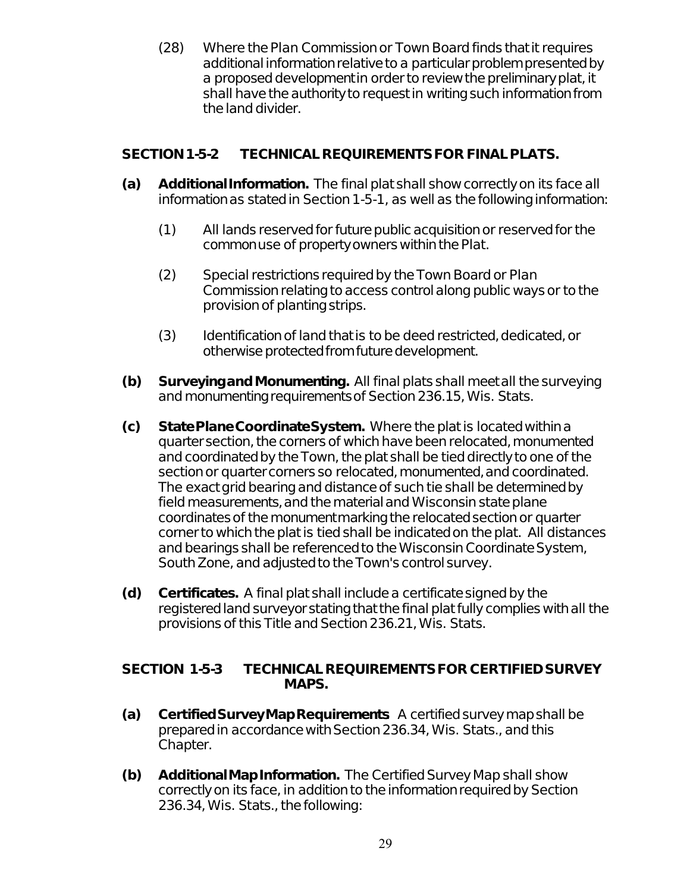(28) Where the Plan Commission or Town Board finds that it requires additional information relative to a particular problem presented by a proposed development in order to review the preliminary plat, it shall have the authority to request in writing such information from the land divider.

## SECTION 1-5-2 TECHNICAL REQUIREMENTS FOR FINAL PLATS.

**(a) Additional Information.** The final plat shall show correctly on its face all information as stated in Section 1-5-1, as well as the following information:

(1) All lands reserved for future public acquisition or reserved for the common use of property owners within the Plat.

(2) Special restrictions required by the Town Board or Plan Commission relating to access control along public ways or to the provision of planting strips.

(3) Identification of land that is to be deed restricted, dedicated, or otherwise protected from future development.

**(b) Surveying and Monumenting.** All final plats shall meet all the surveying and monumenting requirements of Section 236.15, Wis. Stats.

**(c) State Plane Coordinate System.** Where the plat is located within a quarter section, the corners of which have been relocated, monumented and coordinated by the Town, the plat shall be tied directly to one of the section or quarter corners so relocated, monumented, and coordinated. The exact grid bearing and distance of such tie shall be determined by field measurements, and the material and Wisconsin state plane coordinates of the monument marking the relocated section or quarter corner to which the plat is tied shall be indicated on the plat. All distances and bearings shall be referenced to the Wisconsin Coordinate System, South Zone, and adjusted to the Town's control survey.

**(d) Certificates.** A final plat shall include a certificate signed by the registered land surveyor stating that the final plat fully complies with all the provisions of this Title and Section 236.21, Wis. Stats.

## SECTION 1-5-3 TECHNICAL REQUIREMENTS FOR CERTIFIED SURVEY MAPS.

**(a) Certified Survey Map Requirements** A certified survey map shall be prepared in accordance with Section 236.34, Wis. Stats., and this Chapter.

**(b) Additional Map Information.** The Certified Survey Map shall show correctly on its face, in addition to the information required by Section 236.34, Wis. Stats., the following: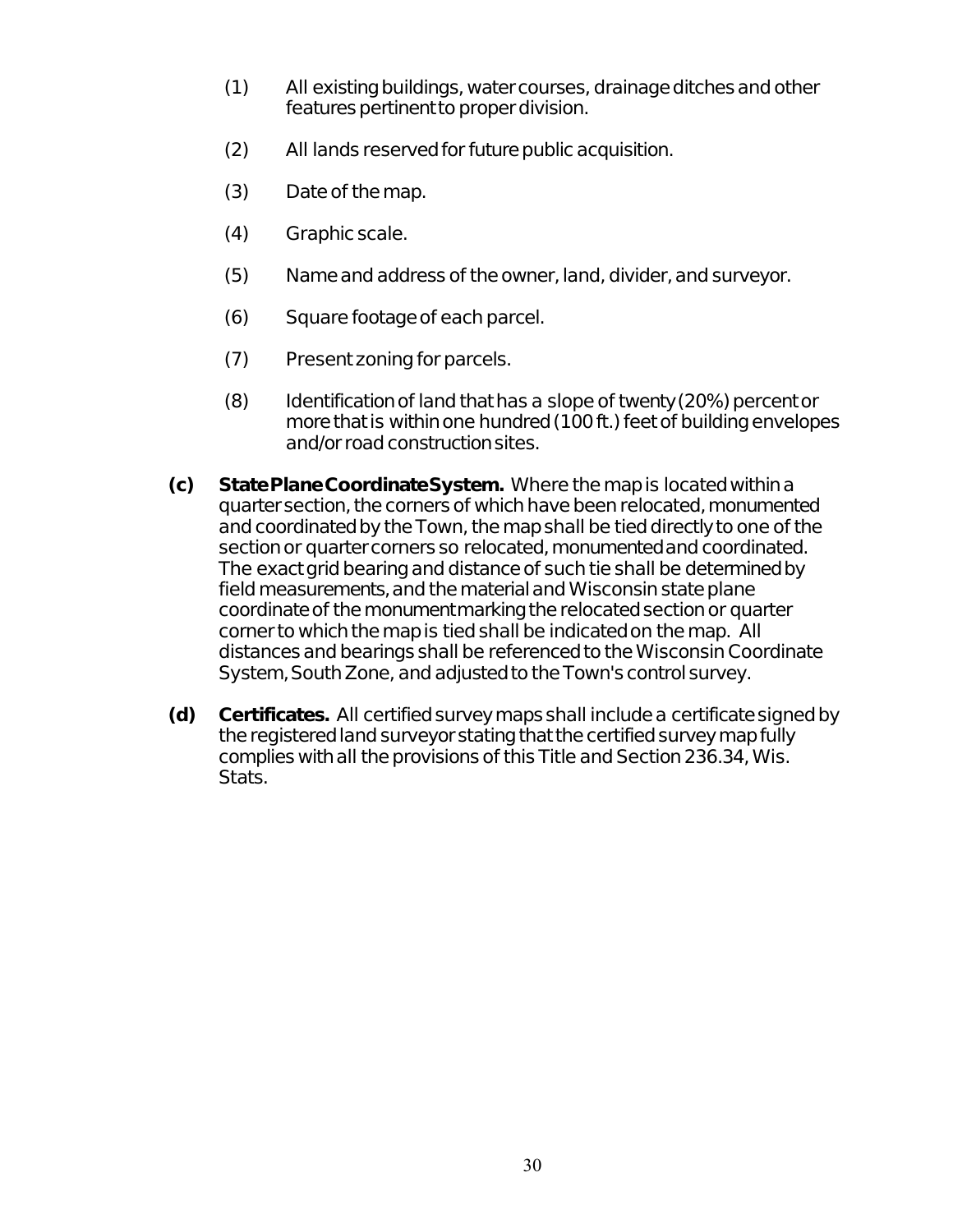(1) All existing buildings, water courses, drainage ditches and other features pertinent to proper division.

(2) All lands reserved for future public acquisition.

(3) Date of the map.

(4) Graphic scale.

(5) Name and address of the owner, land, divider, and surveyor.

(6) Square footage of each parcel.

(7) Present zoning for parcels.

(8) Identification of land that has a slope of twenty (20%) percent or more that is within one hundred (100 ft.) feet of building envelopes and/or road construction sites.

**(c) State Plane Coordinate System.** Where the map is located within a quarter section, the corners of which have been relocated, monumented and coordinated by the Town, the map shall be tied directly to one of the section or quarter corners so relocated, monumented and coordinated. The exact grid bearing and distance of such tie shall be determined by field measurements, and the material and Wisconsin state plane coordinate of the monument marking the relocated section or quarter corner to which the map is tied shall be indicated on the map. All distances and bearings shall be referenced to the Wisconsin Coordinate System, South Zone, and adjusted to the Town's control survey.

**(d) Certificates.** All certified survey maps shall include a certificate signed by the registered land surveyor stating that the certified survey map fully complies with all the provisions of this Title and Section 236.34, Wis. Stats.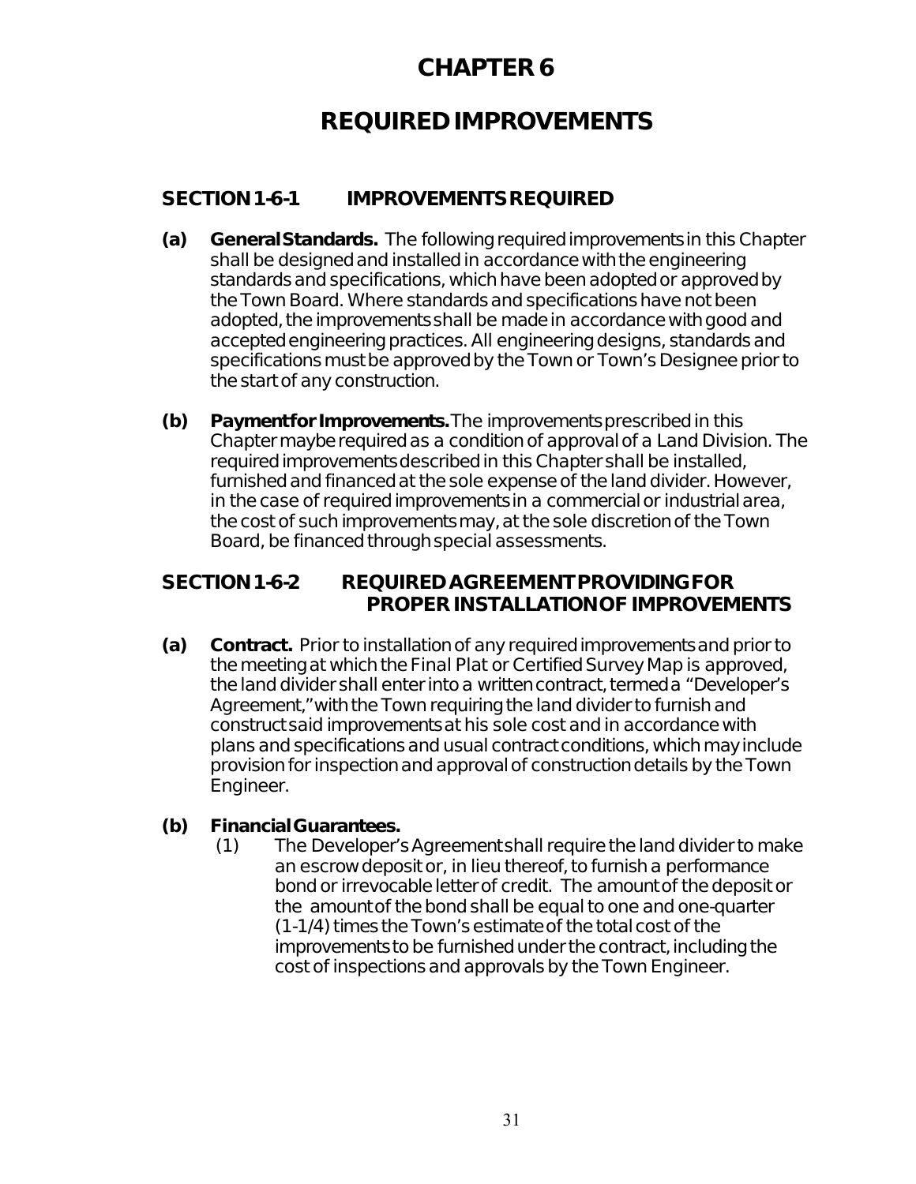# CHAPTER 6

# REQUIRED IMPROVEMENTS

## SECTION 1-6-1 IMPROVEMENTS REQUIRED

**(a) General Standards.** The following required improvements in this Chapter shall be designed and installed in accordance with the engineering standards and specifications, which have been adopted or approved by the Town Board. Where standards and specifications have not been adopted, the improvements shall be made in accordance with good and accepted engineering practices. All engineering designs, standards and specifications must be approved by the Town or Town's Designee prior to the start of any construction.

**(b) Payment for Improvements.** The improvements prescribed in this Chapter maybe required as a condition of approval of a Land Division. The required improvements described in this Chapter shall be installed, furnished and financed at the sole expense of the land divider. However, in the case of required improvements in a commercial or industrial area, the cost of such improvements may, at the sole discretion of the Town Board, be financed through special assessments.

## SECTION 1-6-2 REQUIRED AGREEMENT PROVIDING FOR PROPER INSTALLATION OF IMPROVEMENTS

**(a) Contract.** Prior to installation of any required improvements and prior to the meeting at which the Final Plat or Certified Survey Map is approved, the land divider shall enter into a written contract, termed a "Developer's Agreement," with the Town requiring the land divider to furnish and construct said improvements at his sole cost and in accordance with plans and specifications and usual contract conditions, which may include provision for inspection and approval of construction details by the Town Engineer.

**(b) Financial Guarantees.**

(1) The Developer's Agreement shall require the land divider to make an escrow deposit or, in lieu thereof, to furnish a performance bond or irrevocable letter of credit. The amount of the deposit or the amount of the bond shall be equal to one and one-quarter (1-1/4) times the Town's estimate of the total cost of the improvements to be furnished under the contract, including the cost of inspections and approvals by the Town Engineer.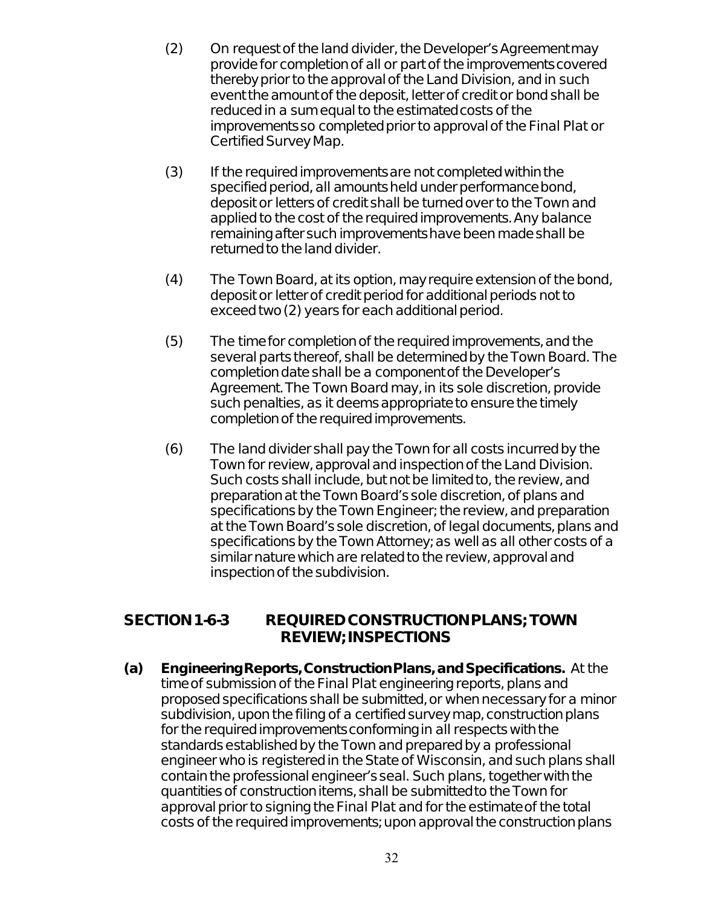(2) On request of the land divider, the Developer's Agreement may provide for completion of all or part of the improvements covered thereby prior to the approval of the Land Division, and in such event the amount of the deposit, letter of credit or bond shall be reduced in a sum equal to the estimated costs of the improvements so completed prior to approval of the Final Plat or Certified Survey Map.

(3) If the required improvements are not completed within the specified period, all amounts held under performance bond, deposit or letters of credit shall be turned over to the Town and applied to the cost of the required improvements. Any balance remaining after such improvements have been made shall be returned to the land divider.

(4) The Town Board, at its option, may require extension of the bond, deposit or letter of credit period for additional periods not to exceed two (2) years for each additional period.

(5) The time for completion of the required improvements, and the several parts thereof, shall be determined by the Town Board. The completion date shall be a component of the Developer's Agreement. The Town Board may, in its sole discretion, provide such penalties, as it deems appropriate to ensure the timely completion of the required improvements.

(6) The land divider shall pay the Town for all costs incurred by the Town for review, approval and inspection of the Land Division. Such costs shall include, but not be limited to, the review, and preparation at the Town Board's sole discretion, of plans and specifications by the Town Engineer; the review, and preparation at the Town Board's sole discretion, of legal documents, plans and specifications by the Town Attorney; as well as all other costs of a similar nature which are related to the review, approval and inspection of the subdivision.

## SECTION 1-6-3 REQUIRED CONSTRUCTION PLANS; TOWN REVIEW; INSPECTIONS

**(a) Engineering Reports, Construction Plans, and Specifications.** At the time of submission of the Final Plat engineering reports, plans and proposed specifications shall be submitted, or when necessary for a minor subdivision, upon the filing of a certified survey map, construction plans for the required improvements conforming in all respects with the standards established by the Town and prepared by a professional engineer who is registered in the State of Wisconsin, and such plans shall contain the professional engineer's seal. Such plans, together with the quantities of construction items, shall be submitted to the Town for approval prior to signing the Final Plat and for the estimate of the total costs of the required improvements; upon approval the construction plans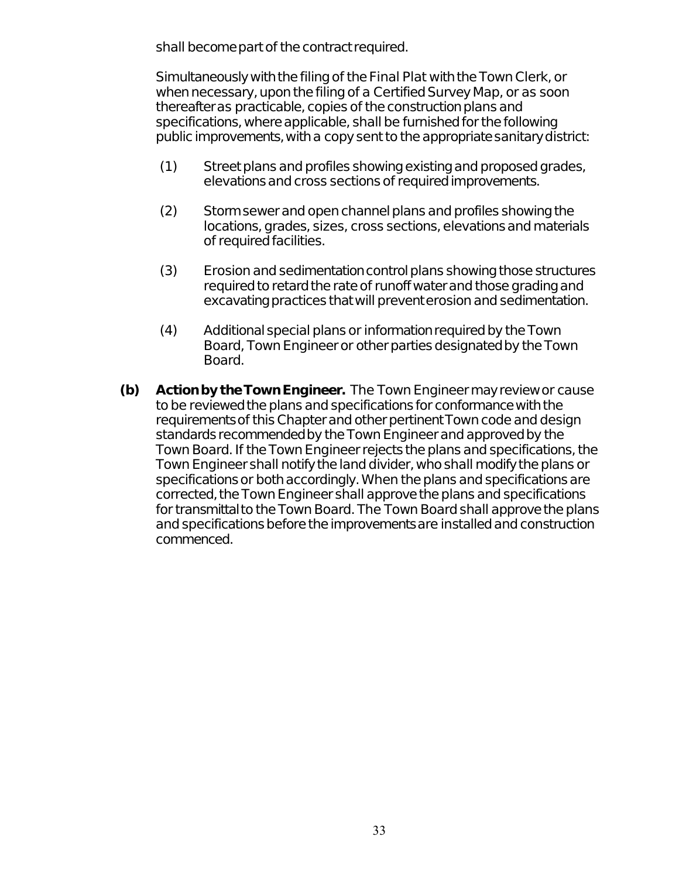shall become part of the contract required.

Simultaneously with the filing of the Final Plat with the Town Clerk, or when necessary, upon the filing of a Certified Survey Map, or as soon thereafter as practicable, copies of the construction plans and specifications, where applicable, shall be furnished for the following public improvements, with a copy sent to the appropriate sanitary district:

(1) Street plans and profiles showing existing and proposed grades, elevations and cross sections of required improvements.

(2) Storm sewer and open channel plans and profiles showing the locations, grades, sizes, cross sections, elevations and materials of required facilities.

(3) Erosion and sedimentation control plans showing those structures required to retard the rate of runoff water and those grading and excavating practices that will prevent erosion and sedimentation.

(4) Additional special plans or information required by the Town Board, Town Engineer or other parties designated by the Town Board.

**(b) Action by the Town Engineer.** The Town Engineer may review or cause to be reviewed the plans and specifications for conformance with the requirements of this Chapter and other pertinent Town code and design standards recommended by the Town Engineer and approved by the Town Board. If the Town Engineer rejects the plans and specifications, the Town Engineer shall notify the land divider, who shall modify the plans or specifications or both accordingly. When the plans and specifications are corrected, the Town Engineer shall approve the plans and specifications for transmittal to the Town Board. The Town Board shall approve the plans and specifications before the improvements are installed and construction commenced.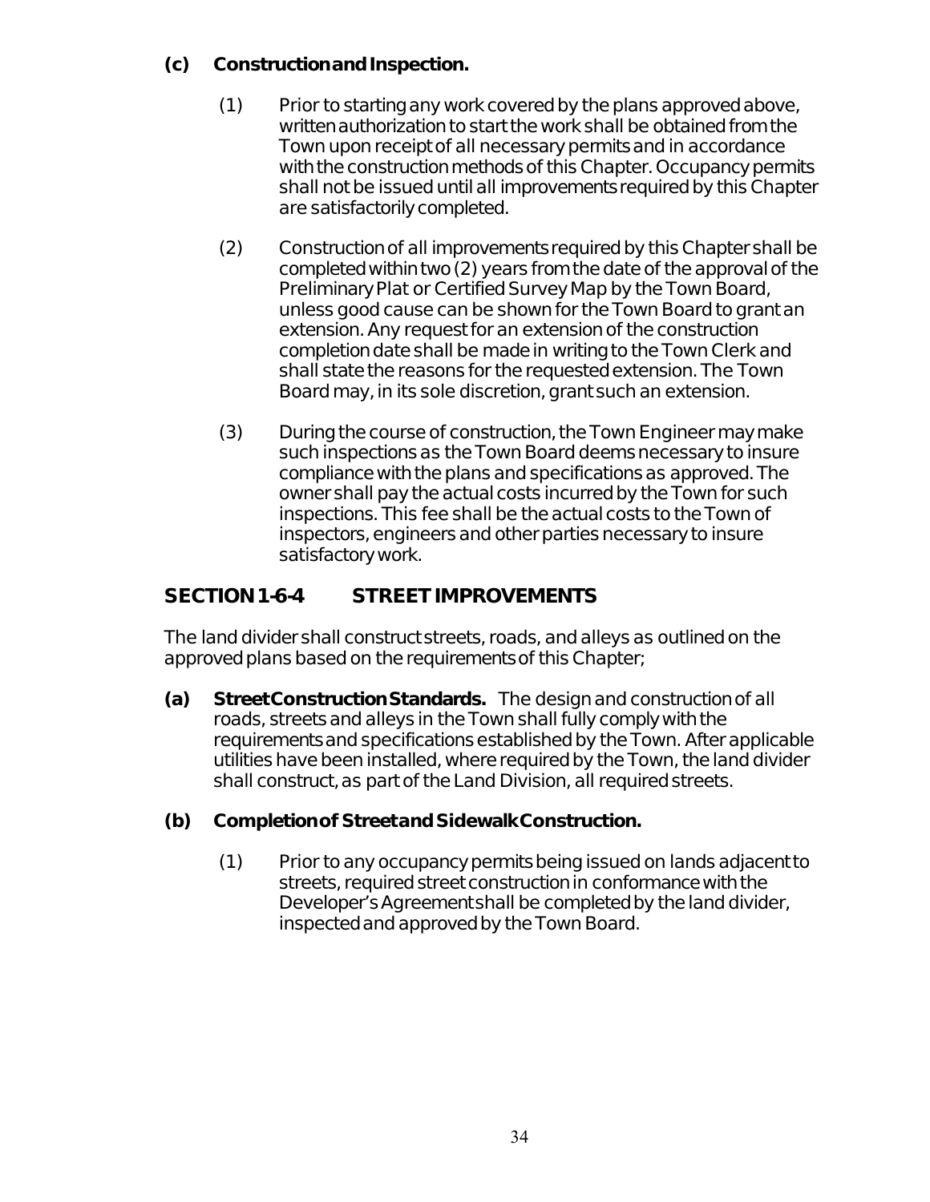**(c) Construction and Inspection.**

(1) Prior to starting any work covered by the plans approved above, written authorization to start the work shall be obtained from the Town upon receipt of all necessary permits and in accordance with the construction methods of this Chapter. Occupancy permits shall not be issued until all improvements required by this Chapter are satisfactorily completed.

(2) Construction of all improvements required by this Chapter shall be completed within two (2) years from the date of the approval of the Preliminary Plat or Certified Survey Map by the Town Board, unless good cause can be shown for the Town Board to grant an extension. Any request for an extension of the construction completion date shall be made in writing to the Town Clerk and shall state the reasons for the requested extension. The Town Board may, in its sole discretion, grant such an extension.

(3) During the course of construction, the Town Engineer may make such inspections as the Town Board deems necessary to insure compliance with the plans and specifications as approved. The owner shall pay the actual costs incurred by the Town for such inspections. This fee shall be the actual costs to the Town of inspectors, engineers and other parties necessary to insure satisfactory work.

## SECTION 1-6-4 STREET IMPROVEMENTS

The land divider shall construct streets, roads, and alleys as outlined on the approved plans based on the requirements of this Chapter;

**(a) Street Construction Standards.** The design and construction of all roads, streets and alleys in the Town shall fully comply with the requirements and specifications established by the Town. After applicable utilities have been installed, where required by the Town, the land divider shall construct, as part of the Land Division, all required streets.

**(b) Completion of Street and Sidewalk Construction.**

(1) Prior to any occupancy permits being issued on lands adjacent to streets, required street construction in conformance with the Developer's Agreement shall be completed by the land divider, inspected and approved by the Town Board.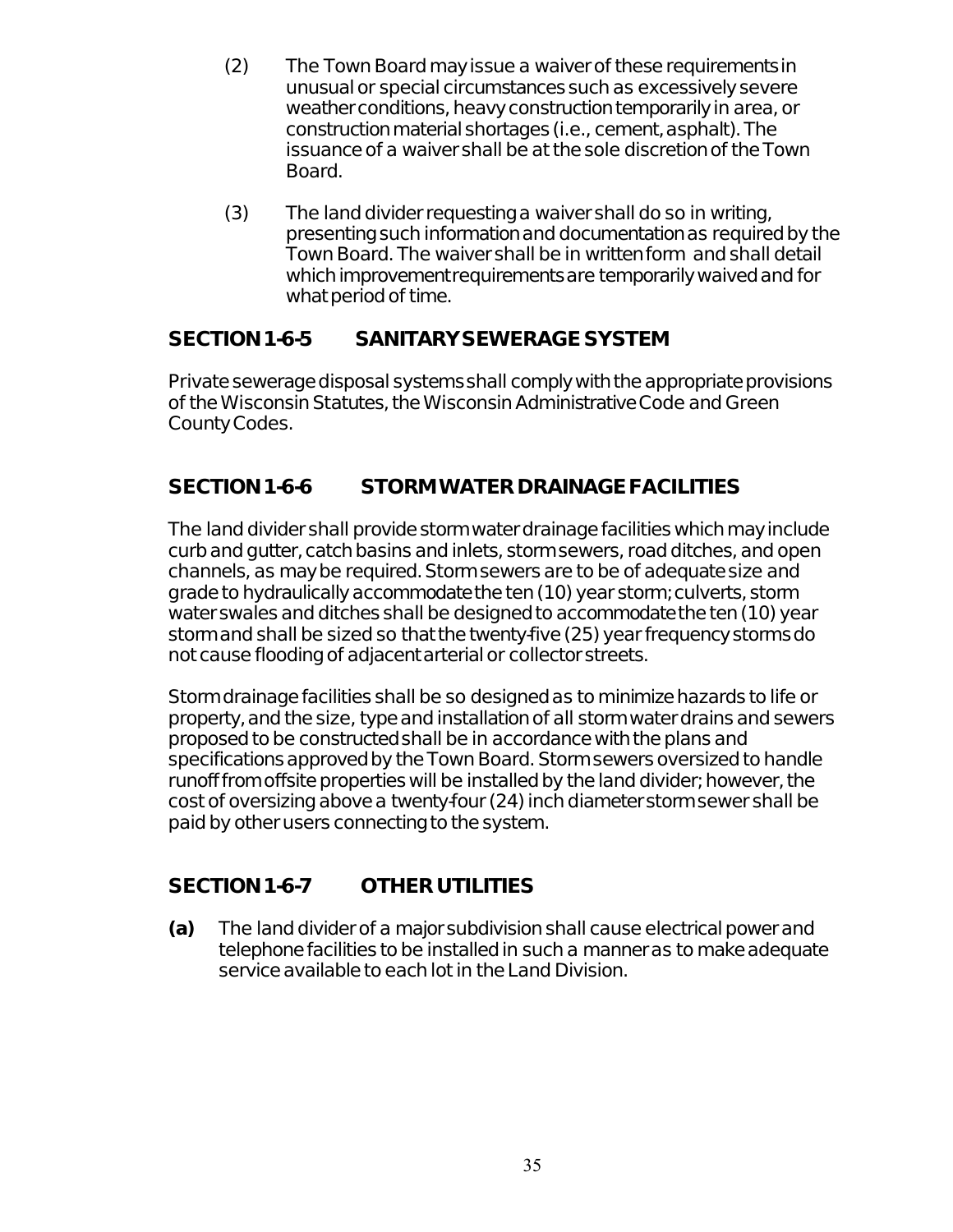(2) The Town Board may issue a waiver of these requirements in unusual or special circumstances such as excessively severe weather conditions, heavy construction temporarily in area, or construction material shortages (i.e., cement, asphalt). The issuance of a waiver shall be at the sole discretion of the Town Board.

(3) The land divider requesting a waiver shall do so in writing, presenting such information and documentation as required by the Town Board. The waiver shall be in written form and shall detail which improvement requirements are temporarily waived and for what period of time.

## SECTION 1-6-5 SANITARY SEWERAGE SYSTEM

Private sewerage disposal systems shall comply with the appropriate provisions of the Wisconsin Statutes, the Wisconsin Administrative Code and Green County Codes.

## SECTION 1-6-6 STORM WATER DRAINAGE FACILITIES

The land divider shall provide storm water drainage facilities which may include curb and gutter, catch basins and inlets, storm sewers, road ditches, and open channels, as may be required. Storm sewers are to be of adequate size and grade to hydraulically accommodate the ten (10) year storm; culverts, storm water swales and ditches shall be designed to accommodate the ten (10) year storm and shall be sized so that the twenty-five (25) year frequency storms do not cause flooding of adjacent arterial or collector streets.

Storm drainage facilities shall be so designed as to minimize hazards to life or property, and the size, type and installation of all storm water drains and sewers proposed to be constructed shall be in accordance with the plans and specifications approved by the Town Board. Storm sewers oversized to handle runoff from offsite properties will be installed by the land divider; however, the cost of oversizing above a twenty-four (24) inch diameter storm sewer shall be paid by other users connecting to the system.

## SECTION 1-6-7 OTHER UTILITIES

**(a)** The land divider of a major subdivision shall cause electrical power and telephone facilities to be installed in such a manner as to make adequate service available to each lot in the Land Division.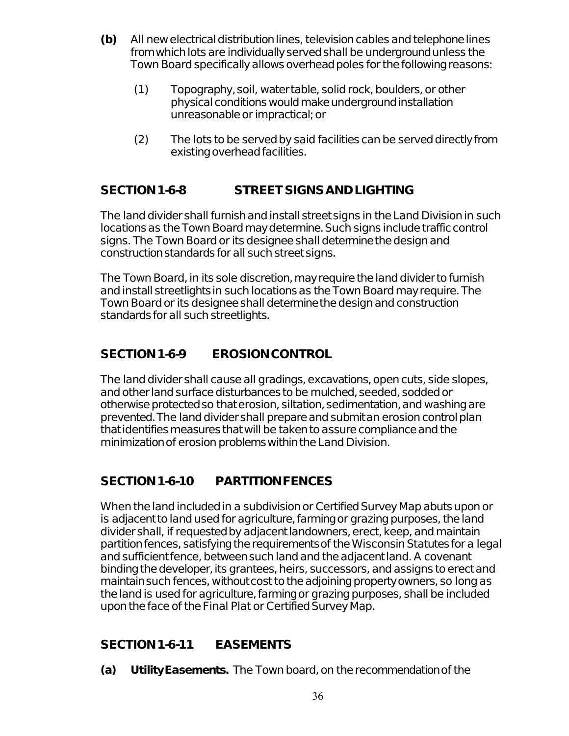**(b)** All new electrical distribution lines, television cables and telephone lines from which lots are individually served shall be underground unless the Town Board specifically allows overhead poles for the following reasons:

(1) Topography, soil, water table, solid rock, boulders, or other physical conditions would make underground installation unreasonable or impractical; or

(2) The lots to be served by said facilities can be served directly from existing overhead facilities.

## SECTION 1-6-8 STREET SIGNS AND LIGHTING

The land divider shall furnish and install street signs in the Land Division in such locations as the Town Board may determine. Such signs include traffic control signs. The Town Board or its designee shall determine the design and construction standards for all such street signs.

The Town Board, in its sole discretion, may require the land divider to furnish and install streetlights in such locations as the Town Board may require. The Town Board or its designee shall determine the design and construction standards for all such streetlights.

## SECTION 1-6-9 EROSION CONTROL

The land divider shall cause all gradings, excavations, open cuts, side slopes, and other land surface disturbances to be mulched, seeded, sodded or otherwise protected so that erosion, siltation, sedimentation, and washing are prevented. The land divider shall prepare and submit an erosion control plan that identifies measures that will be taken to assure compliance and the minimization of erosion problems within the Land Division.

## SECTION 1-6-10 PARTITION FENCES

When the land included in a subdivision or Certified Survey Map abuts upon or is adjacent to land used for agriculture, farming or grazing purposes, the land divider shall, if requested by adjacent landowners, erect, keep, and maintain partition fences, satisfying the requirements of the Wisconsin Statutes for a legal and sufficient fence, between such land and the adjacent land. A covenant binding the developer, its grantees, heirs, successors, and assigns to erect and maintain such fences, without cost to the adjoining property owners, so long as the land is used for agriculture, farming or grazing purposes, shall be included upon the face of the Final Plat or Certified Survey Map.

## SECTION 1-6-11 EASEMENTS

**(a) Utility Easements.** The Town board, on the recommendation of the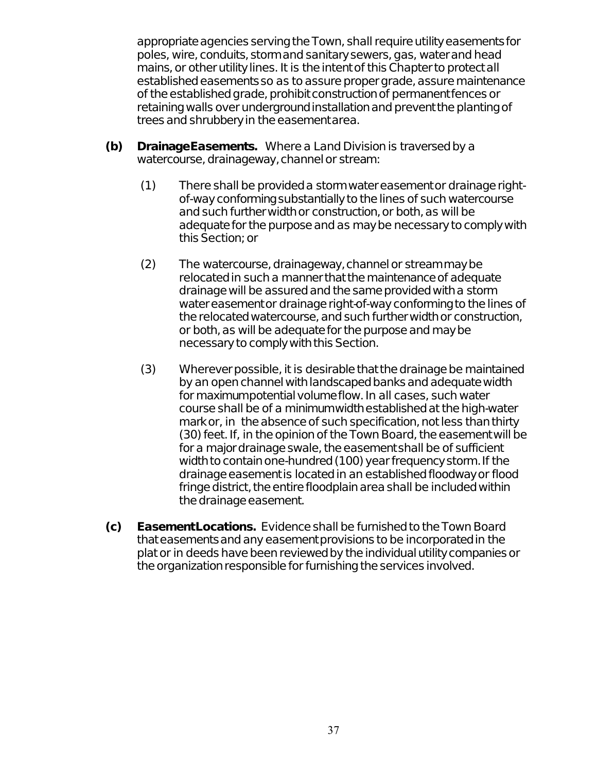appropriate agencies serving the Town, shall require utility easements for poles, wire, conduits, storm and sanitary sewers, gas, water and head mains, or other utility lines. It is the intent of this Chapter to protect all established easements so as to assure proper grade, assure maintenance of the established grade, prohibit construction of permanent fences or retaining walls over underground installation and prevent the planting of trees and shrubbery in the easement area.

**(b) Drainage Easements.** Where a Land Division is traversed by a watercourse, drainageway, channel or stream:

(1) There shall be provided a storm water easement or drainage right-of-way conforming substantially to the lines of such watercourse and such further width or construction, or both, as will be adequate for the purpose and as may be necessary to comply with this Section; or

(2) The watercourse, drainageway, channel or stream may be relocated in such a manner that the maintenance of adequate drainage will be assured and the same provided with a storm water easement or drainage right-of-way conforming to the lines of the relocated watercourse, and such further width or construction, or both, as will be adequate for the purpose and may be necessary to comply with this Section.

(3) Wherever possible, it is desirable that the drainage be maintained by an open channel with landscaped banks and adequate width for maximum potential volume flow. In all cases, such water course shall be of a minimum width established at the high-water mark or, in the absence of such specification, not less than thirty (30) feet. If, in the opinion of the Town Board, the easement will be for a major drainage swale, the easement shall be of sufficient width to contain one-hundred (100) year frequency storm. If the drainage easement is located in an established floodway or flood fringe district, the entire floodplain area shall be included within the drainage easement.

**(c) Easement Locations.** Evidence shall be furnished to the Town Board that easements and any easement provisions to be incorporated in the plat or in deeds have been reviewed by the individual utility companies or the organization responsible for furnishing the services involved.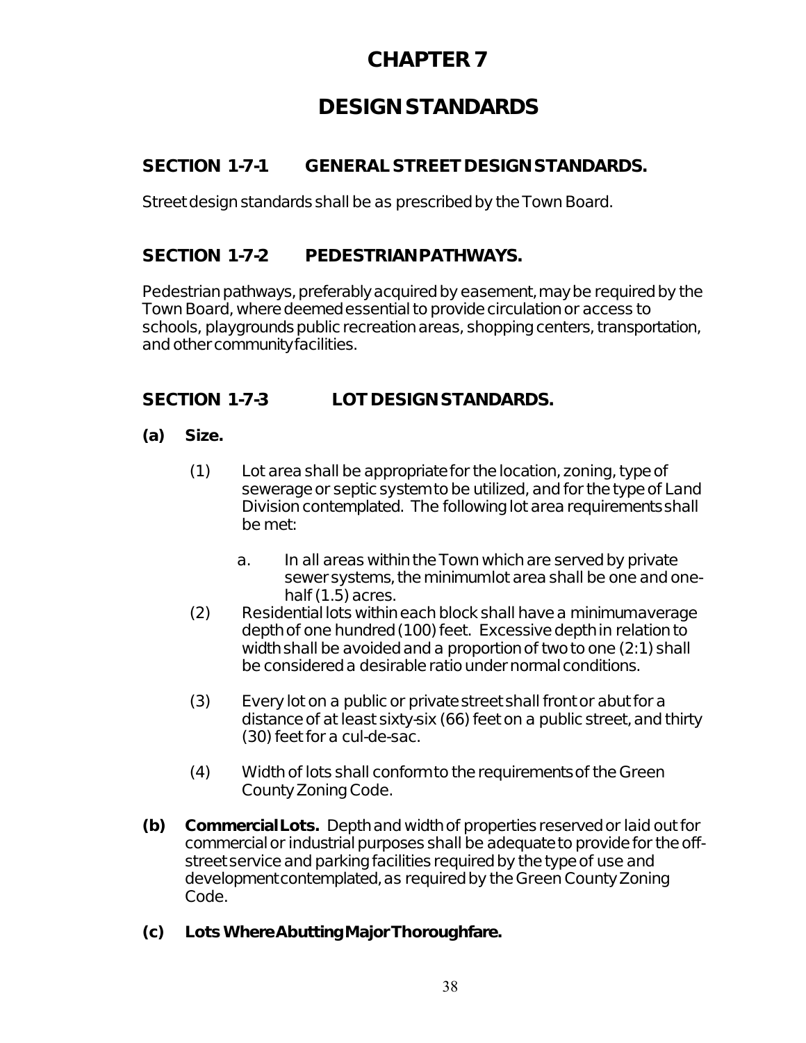# CHAPTER 7

# DESIGN STANDARDS

## SECTION 1-7-1 GENERAL STREET DESIGN STANDARDS.

Street design standards shall be as prescribed by the Town Board.

## SECTION 1-7-2 PEDESTRIAN PATHWAYS.

Pedestrian pathways, preferably acquired by easement, may be required by the Town Board, where deemed essential to provide circulation or access to schools, playgrounds public recreation areas, shopping centers, transportation, and other community facilities.

## SECTION 1-7-3 LOT DESIGN STANDARDS.

**(a) Size.**

(1) Lot area shall be appropriate for the location, zoning, type of sewerage or septic system to be utilized, and for the type of Land Division contemplated. The following lot area requirements shall be met:

a. In all areas within the Town which are served by private sewer systems, the minimum lot area shall be one and one-half (1.5) acres.

(2) Residential lots within each block shall have a minimum average depth of one hundred (100) feet. Excessive depth in relation to width shall be avoided and a proportion of two to one (2:1) shall be considered a desirable ratio under normal conditions.

(3) Every lot on a public or private street shall front or abut for a distance of at least sixty-six (66) feet on a public street, and thirty (30) feet for a cul-de-sac.

(4) Width of lots shall conform to the requirements of the Green County Zoning Code.

**(b) Commercial Lots.** Depth and width of properties reserved or laid out for commercial or industrial purposes shall be adequate to provide for the off-street service and parking facilities required by the type of use and development contemplated, as required by the Green County Zoning Code.

**(c) Lots Where Abutting Major Thoroughfare.**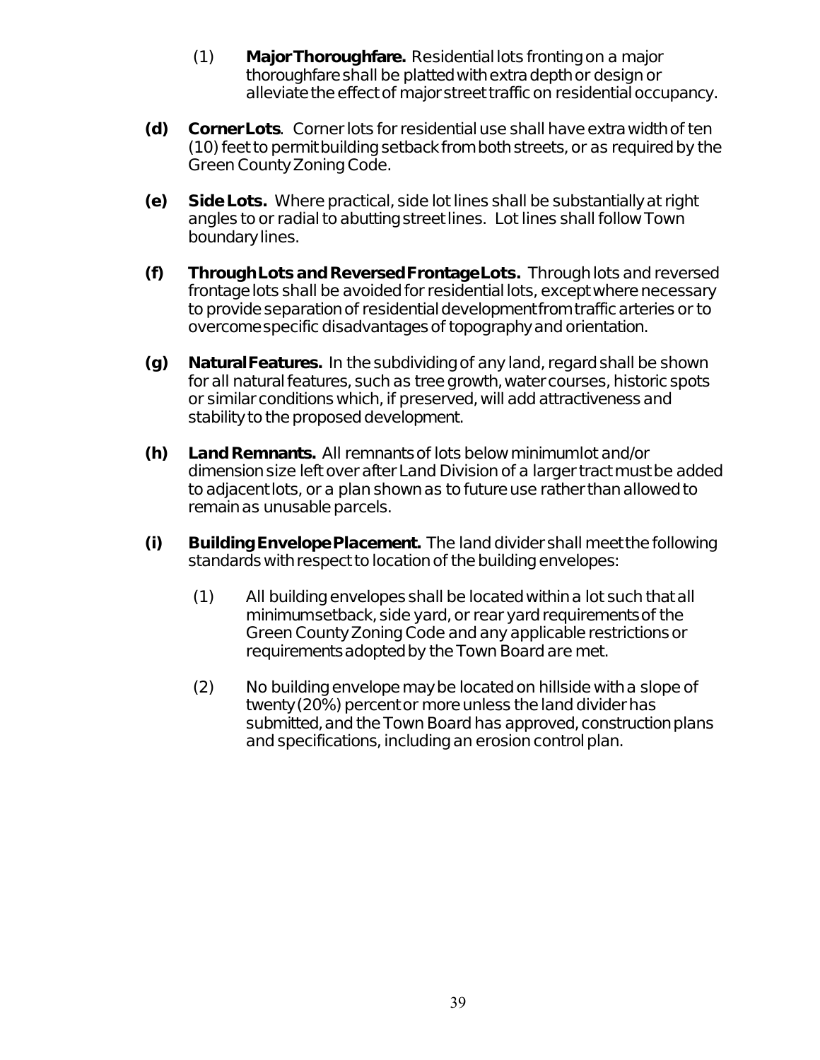(1) **Major Thoroughfare.** Residential lots fronting on a major thoroughfare shall be platted with extra depth or design or alleviate the effect of major street traffic on residential occupancy.

**(d) Corner Lots**. Corner lots for residential use shall have extra width of ten (10) feet to permit building setback from both streets, or as required by the Green County Zoning Code.

**(e) Side Lots.** Where practical, side lot lines shall be substantially at right angles to or radial to abutting street lines. Lot lines shall follow Town boundary lines.

**(f) Through Lots and Reversed Frontage Lots.** Through lots and reversed frontage lots shall be avoided for residential lots, except where necessary to provide separation of residential development from traffic arteries or to overcome specific disadvantages of topography and orientation.

**(g) Natural Features.** In the subdividing of any land, regard shall be shown for all natural features, such as tree growth, water courses, historic spots or similar conditions which, if preserved, will add attractiveness and stability to the proposed development.

**(h) Land Remnants.** All remnants of lots below minimum lot and/or dimension size left over after Land Division of a larger tract must be added to adjacent lots, or a plan shown as to future use rather than allowed to remain as unusable parcels.

**(i) Building Envelope Placement.** The land divider shall meet the following standards with respect to location of the building envelopes:

(1) All building envelopes shall be located within a lot such that all minimum setback, side yard, or rear yard requirements of the Green County Zoning Code and any applicable restrictions or requirements adopted by the Town Board are met.

(2) No building envelope may be located on hillside with a slope of twenty (20%) percent or more unless the land divider has submitted, and the Town Board has approved, construction plans and specifications, including an erosion control plan.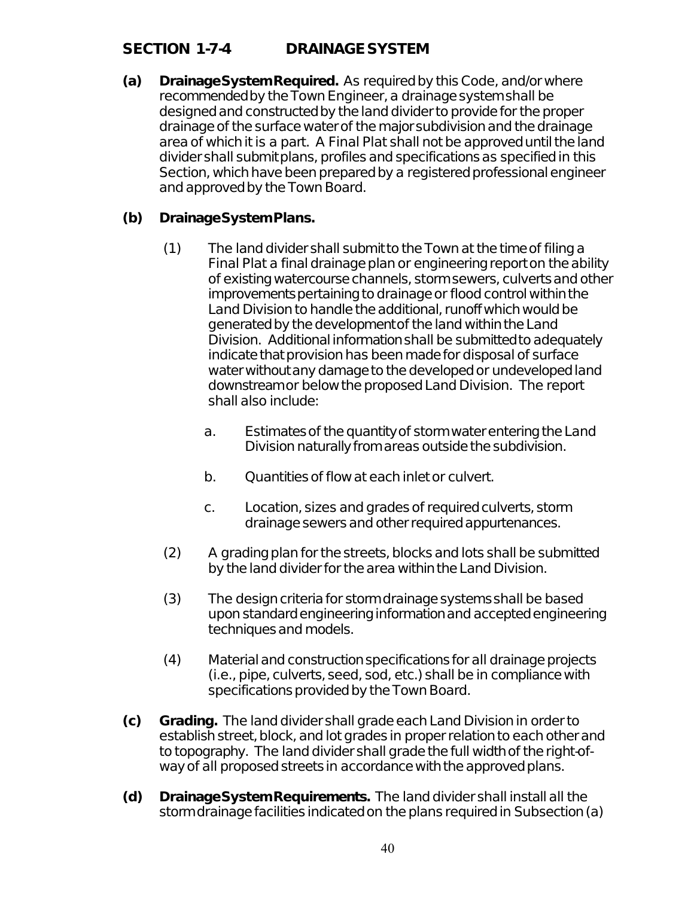## SECTION 1-7-4 DRAINAGE SYSTEM

**(a) Drainage System Required.** As required by this Code, and/or where recommended by the Town Engineer, a drainage system shall be designed and constructed by the land divider to provide for the proper drainage of the surface water of the major subdivision and the drainage area of which it is a part. A Final Plat shall not be approved until the land divider shall submit plans, profiles and specifications as specified in this Section, which have been prepared by a registered professional engineer and approved by the Town Board.

**(b) Drainage System Plans.**

(1) The land divider shall submit to the Town at the time of filing a Final Plat a final drainage plan or engineering report on the ability of existing watercourse channels, storm sewers, culverts and other improvements pertaining to drainage or flood control within the Land Division to handle the additional, runoff which would be generated by the development of the land within the Land Division. Additional information shall be submitted to adequately indicate that provision has been made for disposal of surface water without any damage to the developed or undeveloped land downstream or below the proposed Land Division. The report shall also include:

a. Estimates of the quantity of storm water entering the Land Division naturally from areas outside the subdivision.

b. Quantities of flow at each inlet or culvert.

c. Location, sizes and grades of required culverts, storm drainage sewers and other required appurtenances.

(2) A grading plan for the streets, blocks and lots shall be submitted by the land divider for the area within the Land Division.

(3) The design criteria for storm drainage systems shall be based upon standard engineering information and accepted engineering techniques and models.

(4) Material and construction specifications for all drainage projects (i.e., pipe, culverts, seed, sod, etc.) shall be in compliance with specifications provided by the Town Board.

**(c) Grading.** The land divider shall grade each Land Division in order to establish street, block, and lot grades in proper relation to each other and to topography. The land divider shall grade the full width of the right-of-way of all proposed streets in accordance with the approved plans.

**(d) Drainage System Requirements.** The land divider shall install all the storm drainage facilities indicated on the plans required in Subsection (a)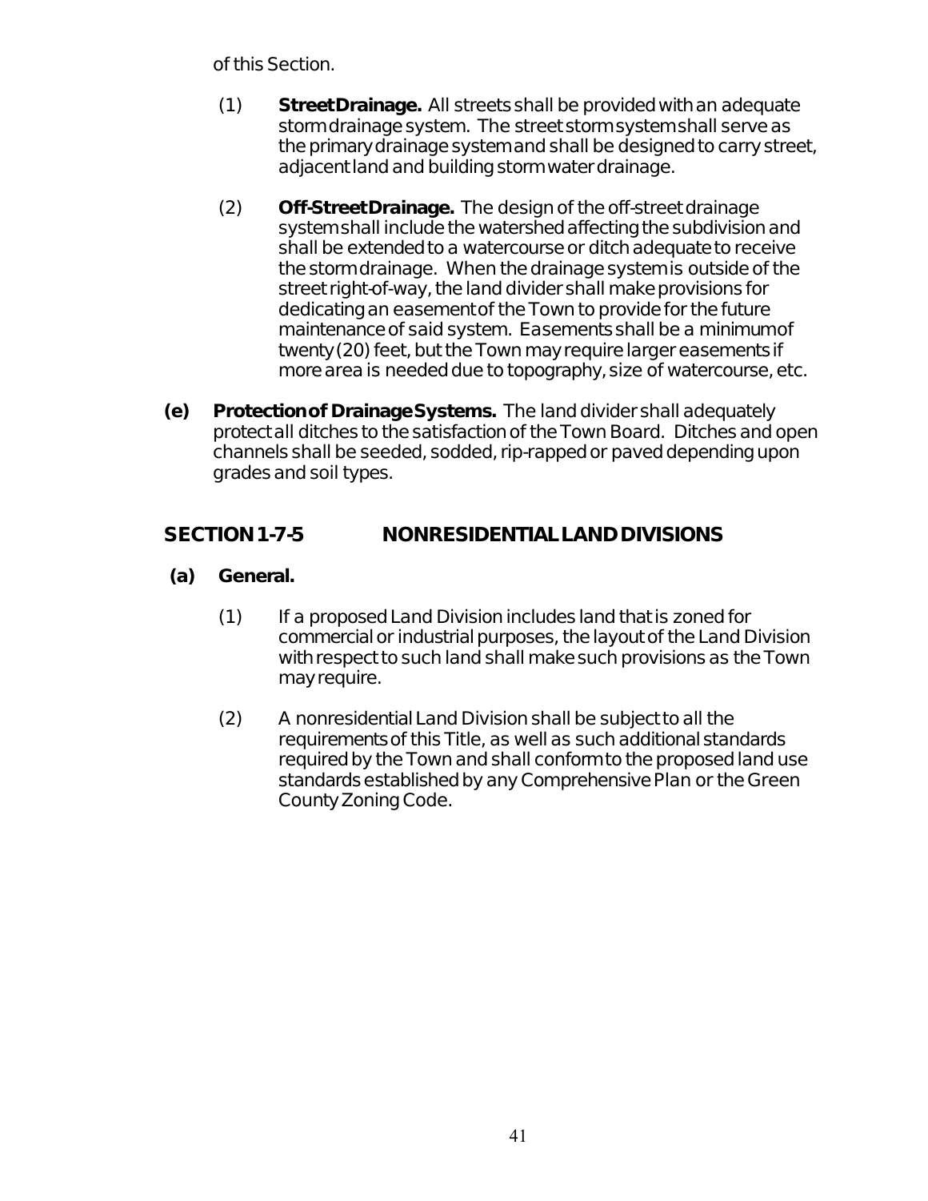of this Section.

(1) **Street Drainage.** All streets shall be provided with an adequate storm drainage system. The street storm system shall serve as the primary drainage system and shall be designed to carry street, adjacent land and building storm water drainage.

(2) **Off-Street Drainage.** The design of the off-street drainage system shall include the watershed affecting the subdivision and shall be extended to a watercourse or ditch adequate to receive the storm drainage. When the drainage system is outside of the street right-of-way, the land divider shall make provisions for dedicating an easement of the Town to provide for the future maintenance of said system. Easements shall be a minimum of twenty (20) feet, but the Town may require larger easements if more area is needed due to topography, size of watercourse, etc.

**(e) Protection of Drainage Systems.** The land divider shall adequately protect all ditches to the satisfaction of the Town Board. Ditches and open channels shall be seeded, sodded, rip-rapped or paved depending upon grades and soil types.

## SECTION 1-7-5 NONRESIDENTIAL LAND DIVISIONS

**(a) General.**

(1) If a proposed Land Division includes land that is zoned for commercial or industrial purposes, the layout of the Land Division with respect to such land shall make such provisions as the Town may require.

(2) A nonresidential Land Division shall be subject to all the requirements of this Title, as well as such additional standards required by the Town and shall conform to the proposed land use standards established by any Comprehensive Plan or the Green County Zoning Code.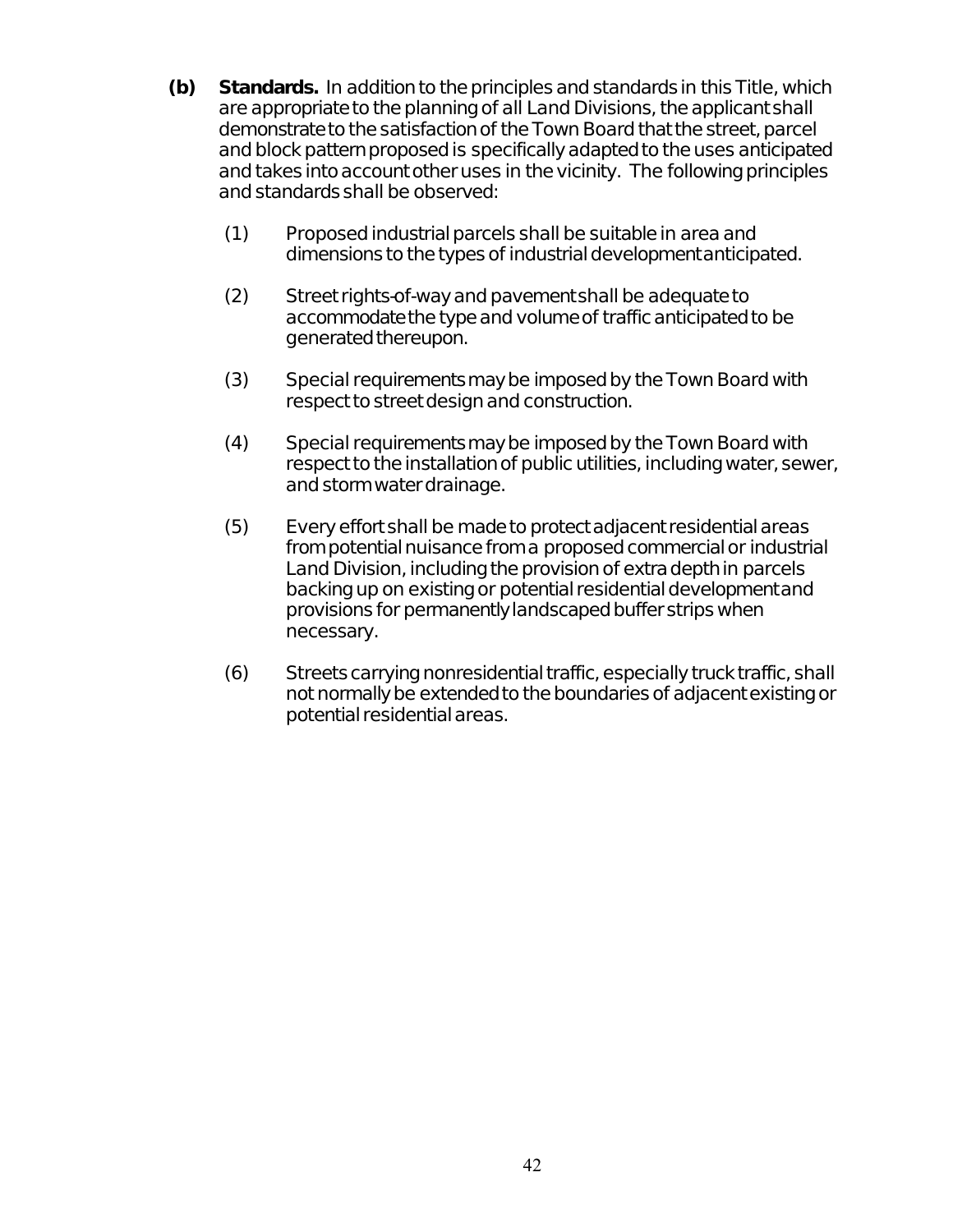**(b) Standards.** In addition to the principles and standards in this Title, which are appropriate to the planning of all Land Divisions, the applicant shall demonstrate to the satisfaction of the Town Board that the street, parcel and block pattern proposed is specifically adapted to the uses anticipated and takes into account other uses in the vicinity. The following principles and standards shall be observed:

(1) Proposed industrial parcels shall be suitable in area and dimensions to the types of industrial development anticipated.

(2) Street rights-of-way and pavement shall be adequate to accommodate the type and volume of traffic anticipated to be generated thereupon.

(3) Special requirements may be imposed by the Town Board with respect to street design and construction.

(4) Special requirements may be imposed by the Town Board with respect to the installation of public utilities, including water, sewer, and storm water drainage.

(5) Every effort shall be made to protect adjacent residential areas from potential nuisance from a proposed commercial or industrial Land Division, including the provision of extra depth in parcels backing up on existing or potential residential development and provisions for permanently landscaped buffer strips when necessary.

(6) Streets carrying nonresidential traffic, especially truck traffic, shall not normally be extended to the boundaries of adjacent existing or potential residential areas.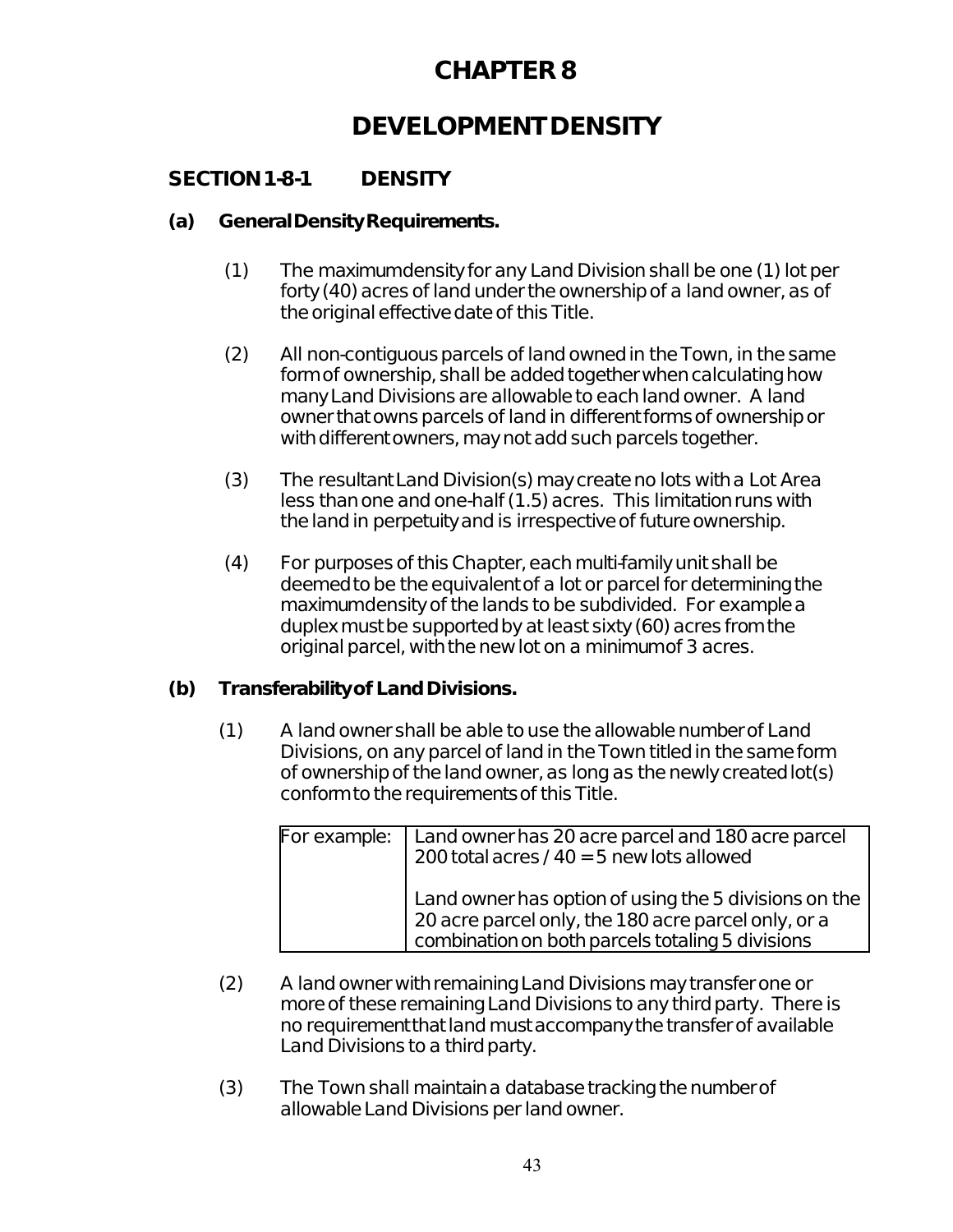# CHAPTER 8

# DEVELOPMENT DENSITY

## SECTION 1-8-1 DENSITY

### (a) General Density Requirements.

(1) The maximum density for any Land Division shall be one (1) lot per forty (40) acres of land under the ownership of a land owner, as of the original effective date of this Title.

(2) All non-contiguous parcels of land owned in the Town, in the same form of ownership, shall be added together when calculating how many Land Divisions are allowable to each land owner. A land owner that owns parcels of land in different forms of ownership or with different owners, may not add such parcels together.

(3) The resultant Land Division(s) may create no lots with a Lot Area less than one and one-half (1.5) acres. This limitation runs with the land in perpetuity and is irrespective of future ownership.

(4) For purposes of this Chapter, each multi-family unit shall be deemed to be the equivalent of a lot or parcel for determining the maximum density of the lands to be subdivided. For example a duplex must be supported by at least sixty (60) acres from the original parcel, with the new lot on a minimum of 3 acres.

### (b) Transferability of Land Divisions.

(1) A land owner shall be able to use the allowable number of Land Divisions, on any parcel of land in the Town titled in the same form of ownership of the land owner, as long as the newly created lot(s) conform to the requirements of this Title.

| For example: | Land owner has 20 acre parcel and 180 acre parcel<br>200 total acres / 40 = 5 new lots allowed<br><br>Land owner has option of using the 5 divisions on the 20 acre parcel only, the 180 acre parcel only, or a combination on both parcels totaling 5 divisions |
|---|---|

(2) A land owner with remaining Land Divisions may transfer one or more of these remaining Land Divisions to any third party. There is no requirement that land must accompany the transfer of available Land Divisions to a third party.

(3) The Town shall maintain a database tracking the number of allowable Land Divisions per land owner.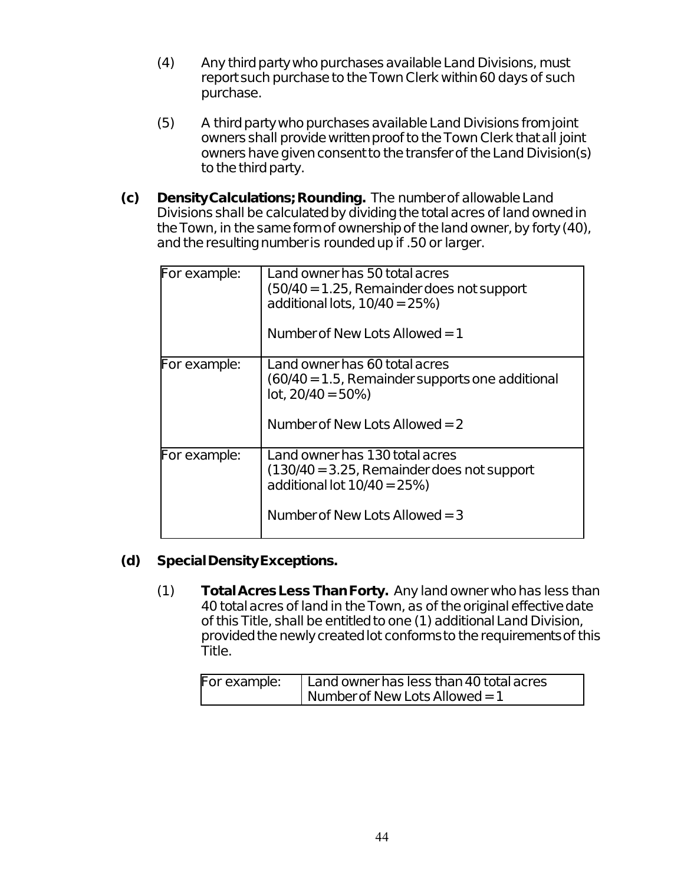(4) Any third party who purchases available Land Divisions, must report such purchase to the Town Clerk within 60 days of such purchase.

(5) A third party who purchases available Land Divisions from joint owners shall provide written proof to the Town Clerk that all joint owners have given consent to the transfer of the Land Division(s) to the third party.

**(c) Density Calculations; Rounding.** The number of allowable Land Divisions shall be calculated by dividing the total acres of land owned in the Town, in the same form of ownership of the land owner, by forty (40), and the resulting number is rounded up if .50 or larger.

| | |
|---|---|
| For example: | Land owner has 50 total acres<br>(50/40 = 1.25, Remainder does not support additional lots, 10/40 = 25%)<br><br>Number of New Lots Allowed = 1 |
| For example: | Land owner has 60 total acres<br>(60/40 = 1.5, Remainder supports one additional lot, 20/40 = 50%)<br><br>Number of New Lots Allowed = 2 |
| For example: | Land owner has 130 total acres<br>(130/40 = 3.25, Remainder does not support additional lot 10/40 = 25%)<br><br>Number of New Lots Allowed = 3 |

**(d) Special Density Exceptions.**

(1) **Total Acres Less Than Forty.** Any land owner who has less than 40 total acres of land in the Town, as of the original effective date of this Title, shall be entitled to one (1) additional Land Division, provided the newly created lot conforms to the requirements of this Title.

| | |
|---|---|
| For example: | Land owner has less than 40 total acres<br>Number of New Lots Allowed = 1 |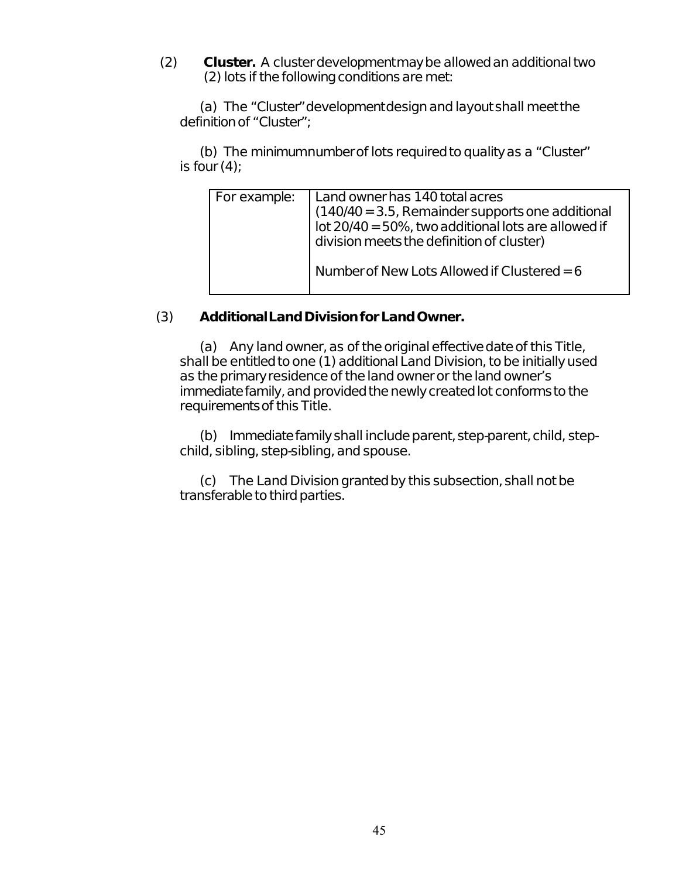(2) **Cluster.** A cluster development may be allowed an additional two (2) lots if the following conditions are met:

(a) The "Cluster" development design and layout shall meet the definition of "Cluster";

(b) The minimum number of lots required to quality as a "Cluster" is four (4);

| For example: | Land owner has 140 total acres (140/40 = 3.5, Remainder supports one additional lot 20/40 = 50%, two additional lots are allowed if division meets the definition of cluster)<br><br>Number of New Lots Allowed if Clustered = 6 |
|---|---|

(3) **Additional Land Division for Land Owner.**

(a) Any land owner, as of the original effective date of this Title, shall be entitled to one (1) additional Land Division, to be initially used as the primary residence of the land owner or the land owner's immediate family, and provided the newly created lot conforms to the requirements of this Title.

(b) Immediate family shall include parent, step-parent, child, step-child, sibling, step-sibling, and spouse.

(c) The Land Division granted by this subsection, shall not be transferable to third parties.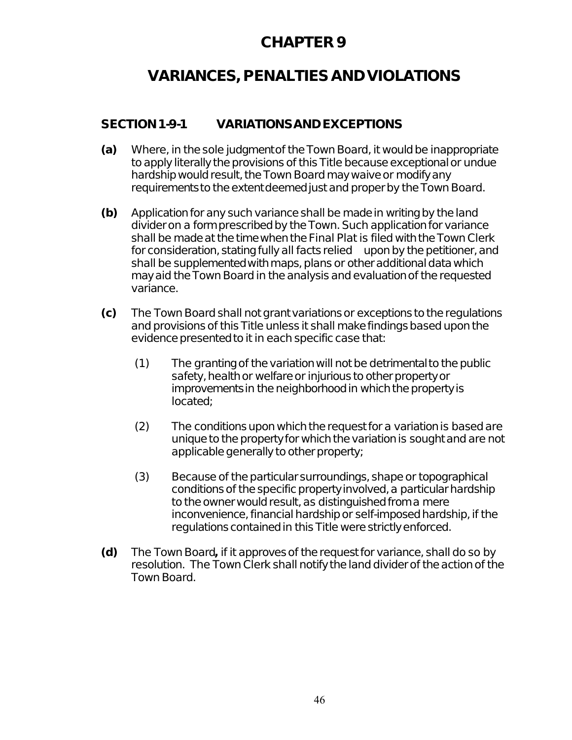# CHAPTER 9

# VARIANCES, PENALTIES AND VIOLATIONS

## SECTION 1-9-1 VARIATIONS AND EXCEPTIONS

**(a)** Where, in the sole judgment of the Town Board, it would be inappropriate to apply literally the provisions of this Title because exceptional or undue hardship would result, the Town Board may waive or modify any requirements to the extent deemed just and proper by the Town Board.

**(b)** Application for any such variance shall be made in writing by the land divider on a form prescribed by the Town. Such application for variance shall be made at the time when the Final Plat is filed with the Town Clerk for consideration, stating fully all facts relied upon by the petitioner, and shall be supplemented with maps, plans or other additional data which may aid the Town Board in the analysis and evaluation of the requested variance.

**(c)** The Town Board shall not grant variations or exceptions to the regulations and provisions of this Title unless it shall make findings based upon the evidence presented to it in each specific case that:

(1) The granting of the variation will not be detrimental to the public safety, health or welfare or injurious to other property or improvements in the neighborhood in which the property is located;

(2) The conditions upon which the request for a variation is based are unique to the property for which the variation is sought and are not applicable generally to other property;

(3) Because of the particular surroundings, shape or topographical conditions of the specific property involved, a particular hardship to the owner would result, as distinguished from a mere inconvenience, financial hardship or self-imposed hardship, if the regulations contained in this Title were strictly enforced.

**(d)** The Town Board**,** if it approves of the request for variance, shall do so by resolution. The Town Clerk shall notify the land divider of the action of the Town Board.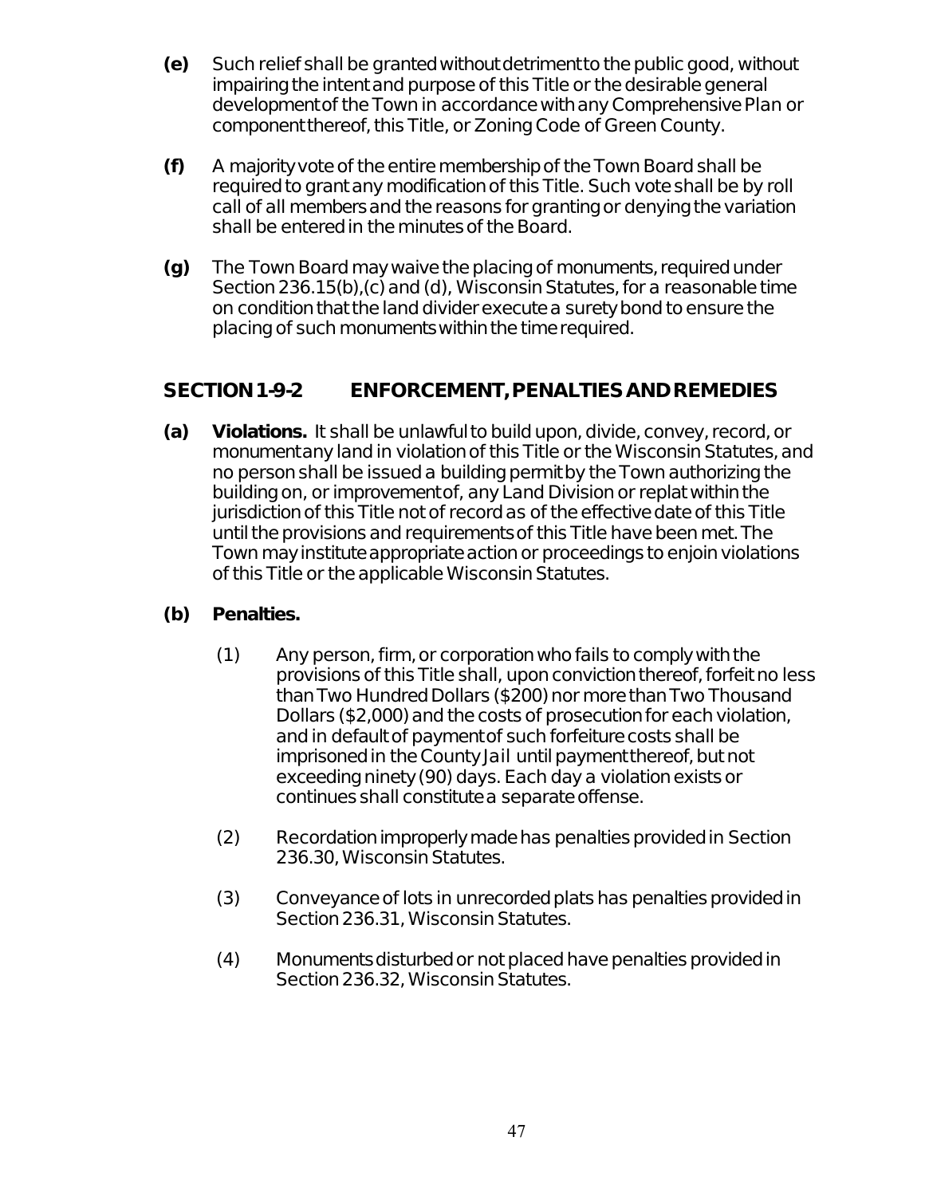**(e)** Such relief shall be granted without detriment to the public good, without impairing the intent and purpose of this Title or the desirable general development of the Town in accordance with any Comprehensive Plan or component thereof, this Title, or Zoning Code of Green County.

**(f)** A majority vote of the entire membership of the Town Board shall be required to grant any modification of this Title. Such vote shall be by roll call of all members and the reasons for granting or denying the variation shall be entered in the minutes of the Board.

**(g)** The Town Board may waive the placing of monuments, required under Section 236.15(b),(c) and (d), Wisconsin Statutes, for a reasonable time on condition that the land divider execute a surety bond to ensure the placing of such monuments within the time required.

## SECTION 1-9-2 ENFORCEMENT, PENALTIES AND REMEDIES

**(a) Violations.** It shall be unlawful to build upon, divide, convey, record, or monument any land in violation of this Title or the Wisconsin Statutes, and no person shall be issued a building permit by the Town authorizing the building on, or improvement of, any Land Division or replat within the jurisdiction of this Title not of record as of the effective date of this Title until the provisions and requirements of this Title have been met. The Town may institute appropriate action or proceedings to enjoin violations of this Title or the applicable Wisconsin Statutes.

**(b) Penalties.**

(1) Any person, firm, or corporation who fails to comply with the provisions of this Title shall, upon conviction thereof, forfeit no less than Two Hundred Dollars ($200) nor more than Two Thousand Dollars ($2,000) and the costs of prosecution for each violation, and in default of payment of such forfeiture costs shall be imprisoned in the County Jail until payment thereof, but not exceeding ninety (90) days. Each day a violation exists or continues shall constitute a separate offense.

(2) Recordation improperly made has penalties provided in Section 236.30, Wisconsin Statutes.

(3) Conveyance of lots in unrecorded plats has penalties provided in Section 236.31, Wisconsin Statutes.

(4) Monuments disturbed or not placed have penalties provided in Section 236.32, Wisconsin Statutes.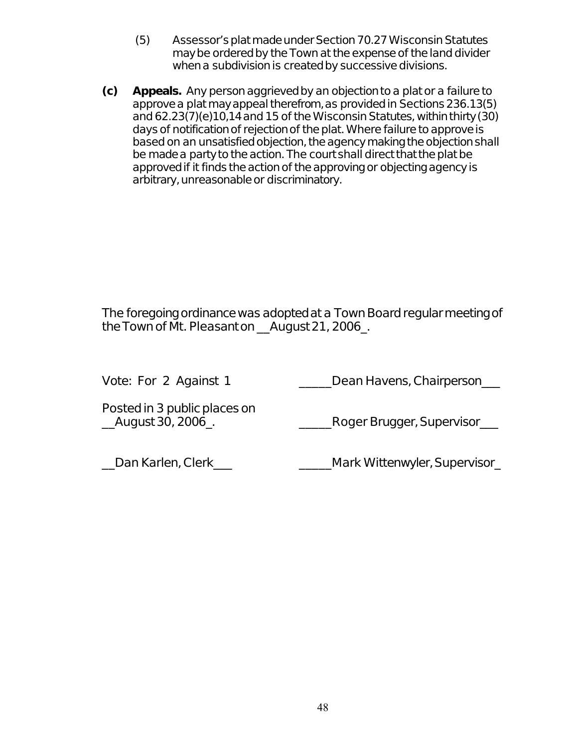(5) Assessor's plat made under Section 70.27 Wisconsin Statutes may be ordered by the Town at the expense of the land divider when a subdivision is created by successive divisions.

**(c) Appeals.** Any person aggrieved by an objection to a plat or a failure to approve a plat may appeal therefrom, as provided in Sections 236.13(5) and 62.23(7)(e)10,14 and 15 of the Wisconsin Statutes, within thirty (30) days of notification of rejection of the plat. Where failure to approve is based on an unsatisfied objection, the agency making the objection shall be made a party to the action. The court shall direct that the plat be approved if it finds the action of the approving or objecting agency is arbitrary, unreasonable or discriminatory.

The foregoing ordinance was adopted at a Town Board regular meeting of the Town of Mt. Pleasant on __August 21, 2006_.

Vote: For 2 Against 1

_____Dean Havens, Chairperson___

Posted in 3 public places on
__August 30, 2006_.

_____Roger Brugger, Supervisor___

__Dan Karlen, Clerk___

_____Mark Wittenwyler, Supervisor_